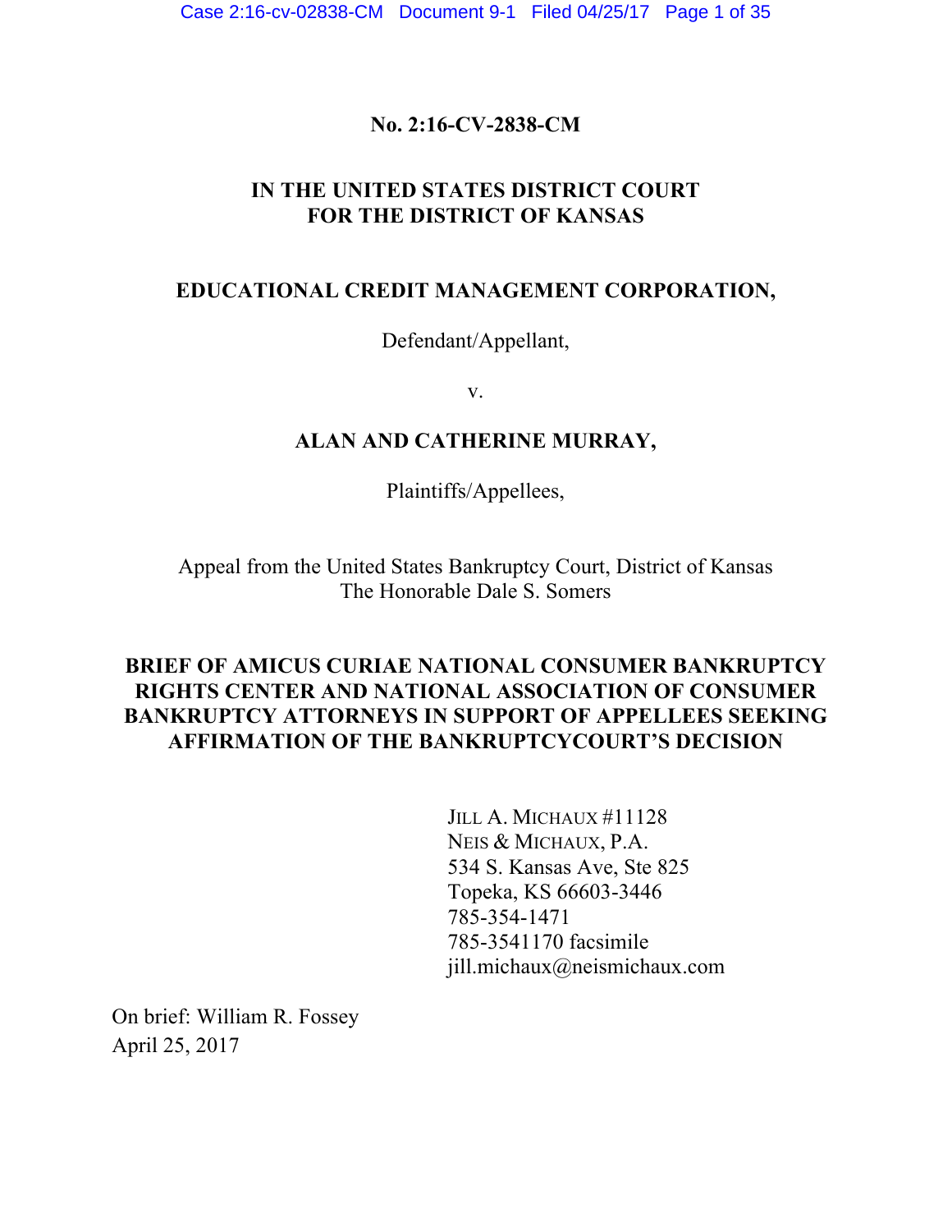**No. 2:16-CV-2838-CM**

**IN THE UNITED STATES DISTRICT COURT**
**FOR THE DISTRICT OF KANSAS**

**EDUCATIONAL CREDIT MANAGEMENT CORPORATION,**

Defendant/Appellant,

v.

**ALAN AND CATHERINE MURRAY,**

Plaintiffs/Appellees,

Appeal from the United States Bankruptcy Court, District of Kansas
The Honorable Dale S. Somers

**BRIEF OF AMICUS CURIAE NATIONAL CONSUMER BANKRUPTCY RIGHTS CENTER AND NATIONAL ASSOCIATION OF CONSUMER BANKRUPTCY ATTORNEYS IN SUPPORT OF APPELLEES SEEKING AFFIRMATION OF THE BANKRUPTCYCOURT'S DECISION**

JILL A. MICHAUX #11128
NEIS & MICHAUX, P.A.
534 S. Kansas Ave, Ste 825
Topeka, KS 66603-3446
785-354-1471
785-3541170 facsimile
jill.michaux@neismichaux.com

On brief: William R. Fossey
April 25, 2017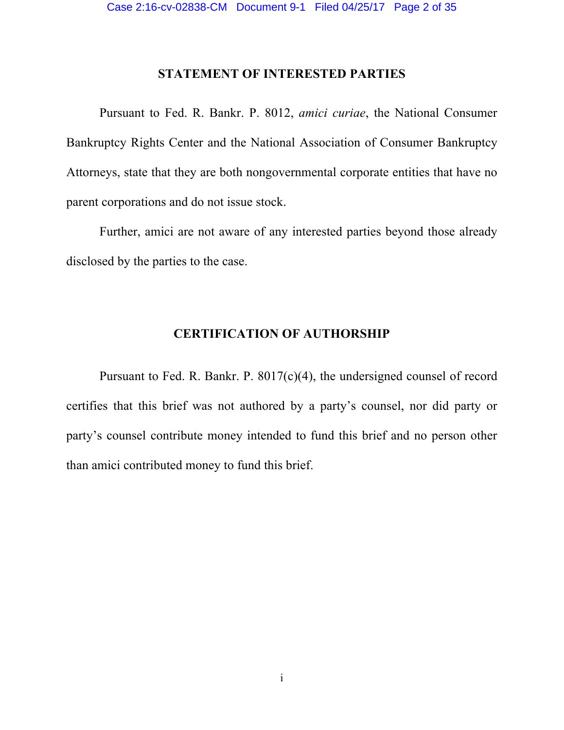## STATEMENT OF INTERESTED PARTIES

Pursuant to Fed. R. Bankr. P. 8012, *amici curiae*, the National Consumer Bankruptcy Rights Center and the National Association of Consumer Bankruptcy Attorneys, state that they are both nongovernmental corporate entities that have no parent corporations and do not issue stock.

Further, amici are not aware of any interested parties beyond those already disclosed by the parties to the case.

## CERTIFICATION OF AUTHORSHIP

Pursuant to Fed. R. Bankr. P. 8017(c)(4), the undersigned counsel of record certifies that this brief was not authored by a party's counsel, nor did party or party's counsel contribute money intended to fund this brief and no person other than amici contributed money to fund this brief.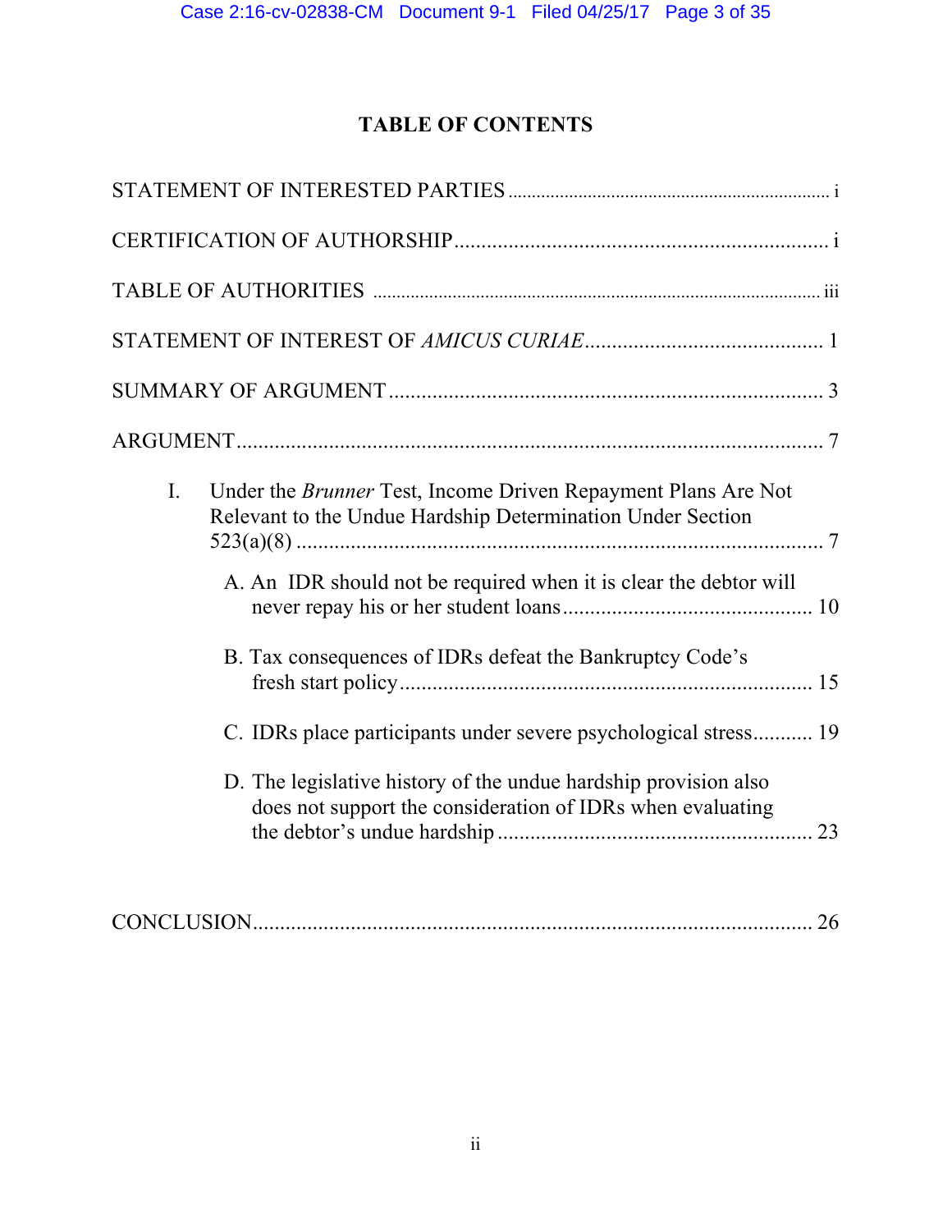# TABLE OF CONTENTS

STATEMENT OF INTERESTED PARTIES ..................................................................... i

CERTIFICATION OF AUTHORSHIP ..................................................................... i

TABLE OF AUTHORITIES ..................................................................................... iii

STATEMENT OF INTEREST OF *AMICUS CURIAE* ............................................ 1

SUMMARY OF ARGUMENT ................................................................................ 3

ARGUMENT ........................................................................................................... 7

I. Under the *Brunner* Test, Income Driven Repayment Plans Are Not Relevant to the Undue Hardship Determination Under Section 523(a)(8) ................................................................................................ 7

   A. An IDR should not be required when it is clear the debtor will never repay his or her student loans ............................................. 10

   B. Tax consequences of IDRs defeat the Bankruptcy Code's fresh start policy ........................................................................... 15

   C. IDRs place participants under severe psychological stress ........... 19

   D. The legislative history of the undue hardship provision also does not support the consideration of IDRs when evaluating the debtor's undue hardship ......................................................... 23

CONCLUSION ...................................................................................................... 26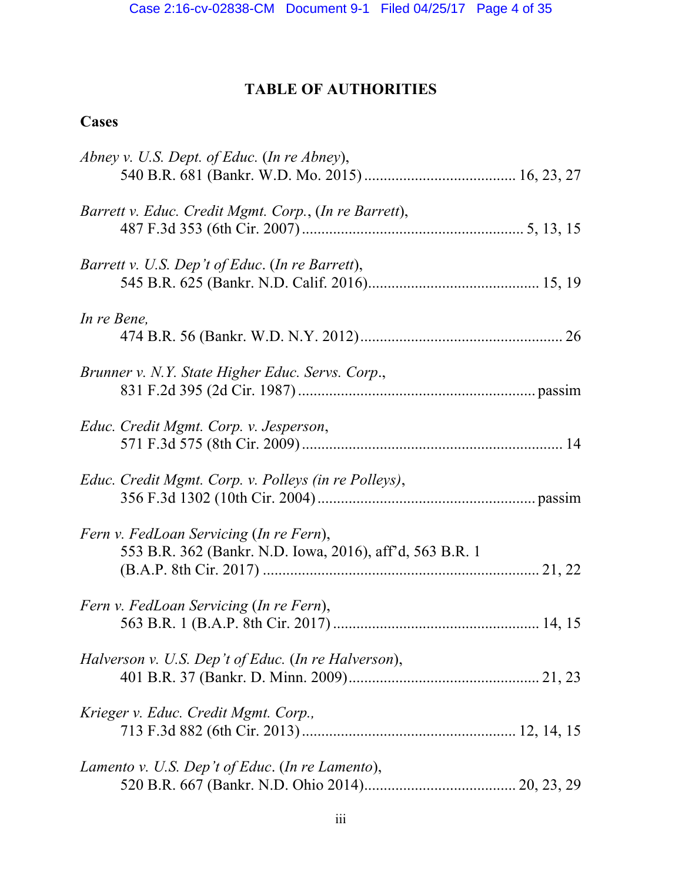## TABLE OF AUTHORITIES

### Cases

*Abney v. U.S. Dept. of Educ.* (*In re Abney*),
540 B.R. 681 (Bankr. W.D. Mo. 2015) ....................................... 16, 23, 27

*Barrett v. Educ. Credit Mgmt. Corp.*, (*In re Barrett*),
487 F.3d 353 (6th Cir. 2007) ........................................................ 5, 13, 15

*Barrett v. U.S. Dep't of Educ*. (*In re Barrett*),
545 B.R. 625 (Bankr. N.D. Calif. 2016)........................................... 15, 19

*In re Bene,*
474 B.R. 56 (Bankr. W.D. N.Y. 2012)................................................... 26

*Brunner v. N.Y. State Higher Educ. Servs. Corp*.,
831 F.2d 395 (2d Cir. 1987) ............................................................ passim

*Educ. Credit Mgmt. Corp. v. Jesperson*,
571 F.3d 575 (8th Cir. 2009) ................................................................. 14

*Educ. Credit Mgmt. Corp. v. Polleys (in re Polleys)*,
356 F.3d 1302 (10th Cir. 2004) ....................................................... passim

*Fern v. FedLoan Servicing* (*In re Fern*),
553 B.R. 362 (Bankr. N.D. Iowa, 2016), aff'd, 563 B.R. 1
(B.A.P. 8th Cir. 2017) ...................................................................... 21, 22

*Fern v. FedLoan Servicing* (*In re Fern*),
563 B.R. 1 (B.A.P. 8th Cir. 2017) .................................................... 14, 15

*Halverson v. U.S. Dep't of Educ.* (*In re Halverson*),
401 B.R. 37 (Bankr. D. Minn. 2009)................................................ 21, 23

*Krieger v. Educ. Credit Mgmt. Corp.,*
713 F.3d 882 (6th Cir. 2013) ....................................................... 12, 14, 15

*Lamento v. U.S. Dep't of Educ*. (*In re Lamento*),
520 B.R. 667 (Bankr. N.D. Ohio 2014)....................................... 20, 23, 29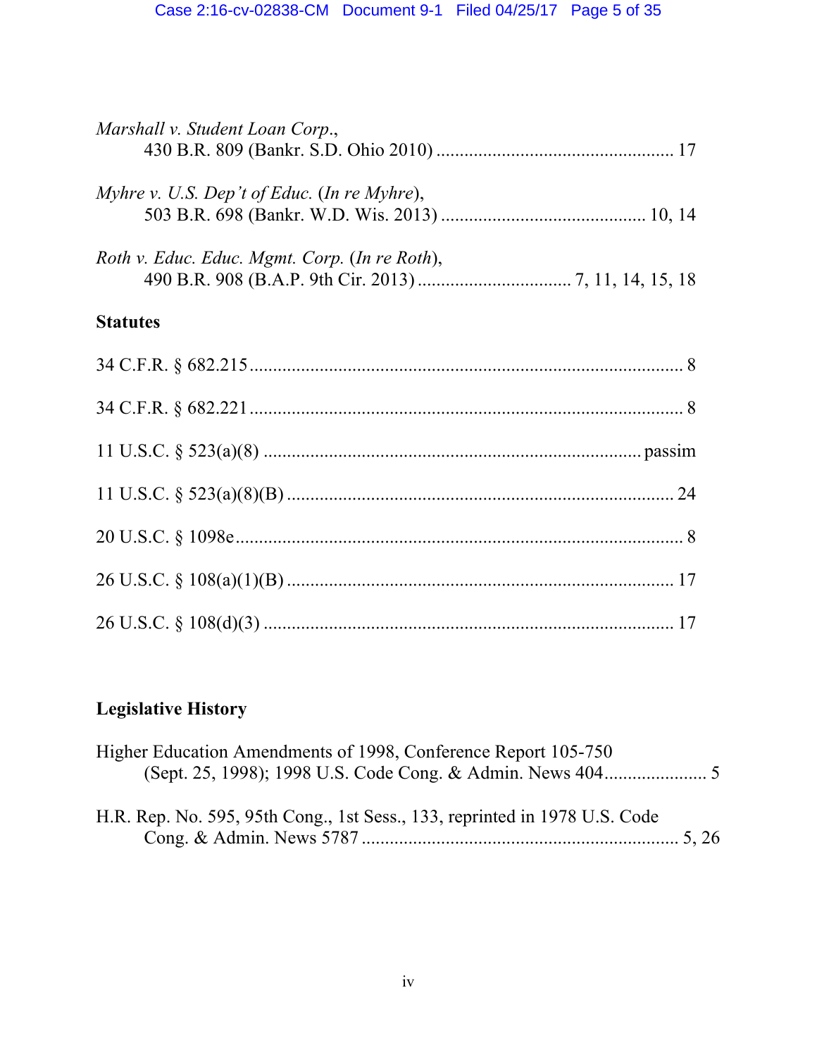*Marshall v. Student Loan Corp.*,
430 B.R. 809 (Bankr. S.D. Ohio 2010) .................................................. 17

*Myhre v. U.S. Dep't of Educ.* (*In re Myhre*),
503 B.R. 698 (Bankr. W.D. Wis. 2013) ........................................... 10, 14

*Roth v. Educ. Educ. Mgmt. Corp.* (*In re Roth*),
490 B.R. 908 (B.A.P. 9th Cir. 2013) ................................ 7, 11, 14, 15, 18

**Statutes**

34 C.F.R. § 682.215 ........................................................................................ 8

34 C.F.R. § 682.221 ........................................................................................ 8

11 U.S.C. § 523(a)(8) ............................................................................... passim

11 U.S.C. § 523(a)(8)(B) ................................................................................ 24

20 U.S.C. § 1098e ............................................................................................ 8

26 U.S.C. § 108(a)(1)(B) ................................................................................ 17

26 U.S.C. § 108(d)(3) ..................................................................................... 17

**Legislative History**

Higher Education Amendments of 1998, Conference Report 105-750
(Sept. 25, 1998); 1998 U.S. Code Cong. & Admin. News 404 ..................... 5

H.R. Rep. No. 595, 95th Cong., 1st Sess., 133, reprinted in 1978 U.S. Code
Cong. & Admin. News 5787 .................................................................. 5, 26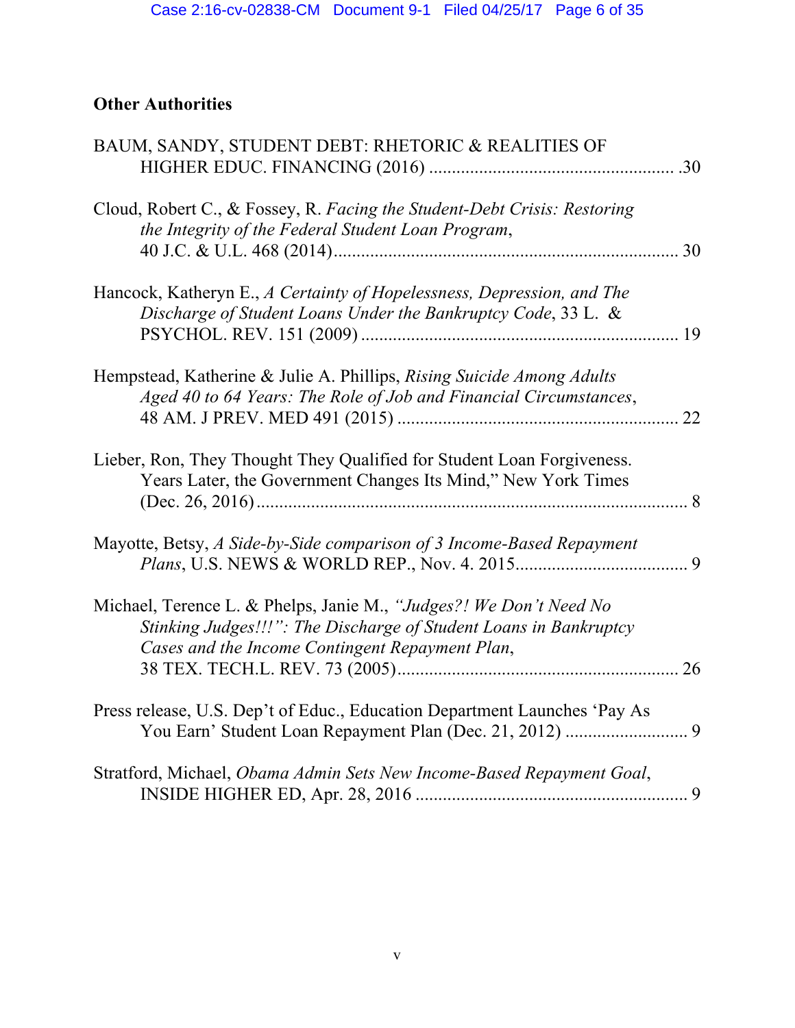## Other Authorities

BAUM, SANDY, STUDENT DEBT: RHETORIC & REALITIES OF HIGHER EDUC. FINANCING (2016) ..................................................... .30

Cloud, Robert C., & Fossey, R. *Facing the Student-Debt Crisis: Restoring the Integrity of the Federal Student Loan Program*, 40 J.C. & U.L. 468 (2014)........................................................................... 30

Hancock, Katheryn E., *A Certainty of Hopelessness, Depression, and The Discharge of Student Loans Under the Bankruptcy Code*, 33 L. & PSYCHOL. REV. 151 (2009) ..................................................................... 19

Hempstead, Katherine & Julie A. Phillips, *Rising Suicide Among Adults Aged 40 to 64 Years: The Role of Job and Financial Circumstances*, 48 AM. J PREV. MED 491 (2015) ............................................................. 22

Lieber, Ron, They Thought They Qualified for Student Loan Forgiveness. Years Later, the Government Changes Its Mind," New York Times (Dec. 26, 2016)............................................................................................. 8

Mayotte, Betsy, *A Side-by-Side comparison of 3 Income-Based Repayment Plans*, U.S. NEWS & WORLD REP., Nov. 4. 2015...................................... 9

Michael, Terence L. & Phelps, Janie M., *"Judges?! We Don't Need No Stinking Judges!!!": The Discharge of Student Loans in Bankruptcy Cases and the Income Contingent Repayment Plan*, 38 TEX. TECH.L. REV. 73 (2005)............................................................. 26

Press release, U.S. Dep't of Educ., Education Department Launches 'Pay As You Earn' Student Loan Repayment Plan (Dec. 21, 2012) ........................... 9

Stratford, Michael, *Obama Admin Sets New Income-Based Repayment Goal*, INSIDE HIGHER ED, Apr. 28, 2016 ............................................................ 9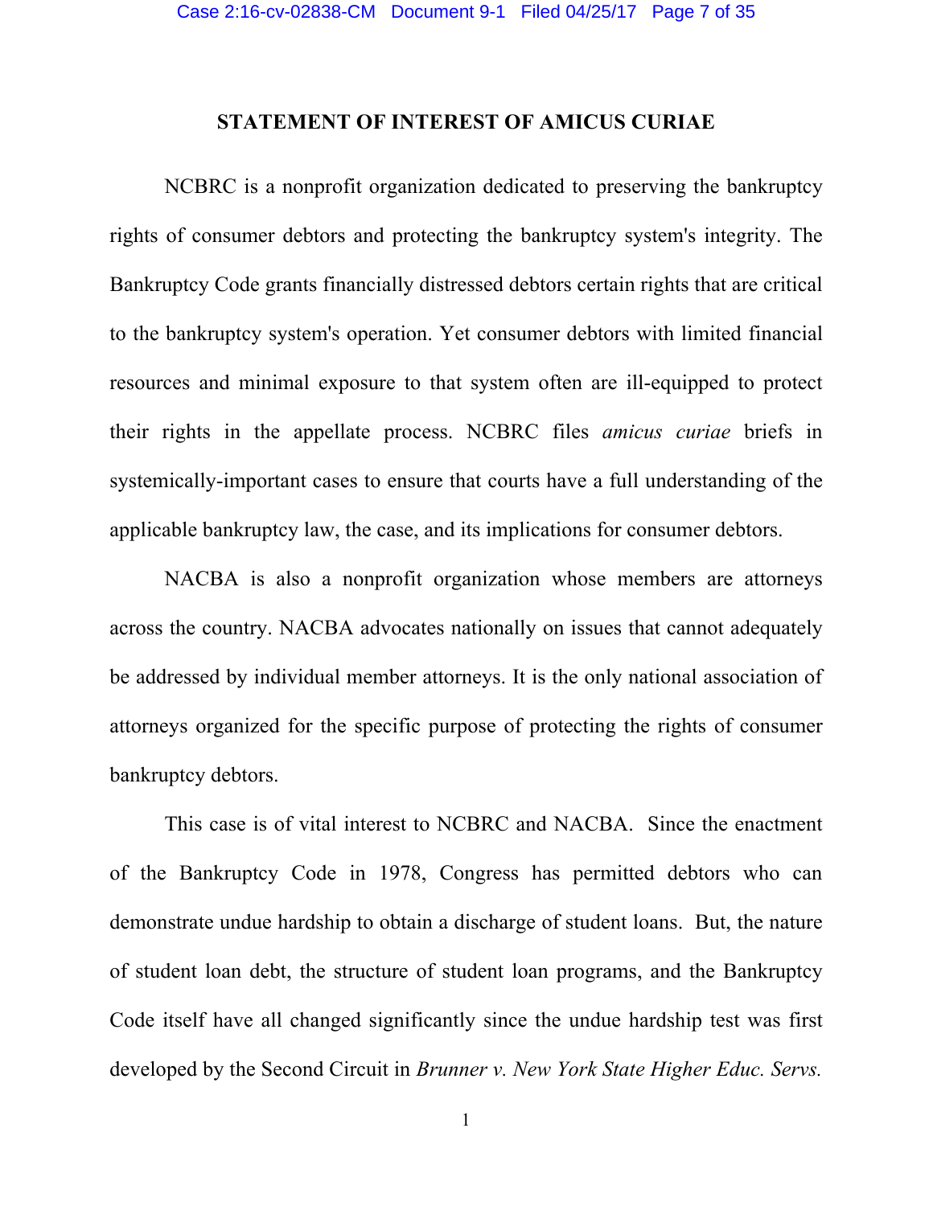## STATEMENT OF INTEREST OF AMICUS CURIAE

NCBRC is a nonprofit organization dedicated to preserving the bankruptcy rights of consumer debtors and protecting the bankruptcy system's integrity. The Bankruptcy Code grants financially distressed debtors certain rights that are critical to the bankruptcy system's operation. Yet consumer debtors with limited financial resources and minimal exposure to that system often are ill-equipped to protect their rights in the appellate process. NCBRC files *amicus curiae* briefs in systemically-important cases to ensure that courts have a full understanding of the applicable bankruptcy law, the case, and its implications for consumer debtors.

NACBA is also a nonprofit organization whose members are attorneys across the country. NACBA advocates nationally on issues that cannot adequately be addressed by individual member attorneys. It is the only national association of attorneys organized for the specific purpose of protecting the rights of consumer bankruptcy debtors.

This case is of vital interest to NCBRC and NACBA. Since the enactment of the Bankruptcy Code in 1978, Congress has permitted debtors who can demonstrate undue hardship to obtain a discharge of student loans. But, the nature of student loan debt, the structure of student loan programs, and the Bankruptcy Code itself have all changed significantly since the undue hardship test was first developed by the Second Circuit in *Brunner v. New York State Higher Educ. Servs.*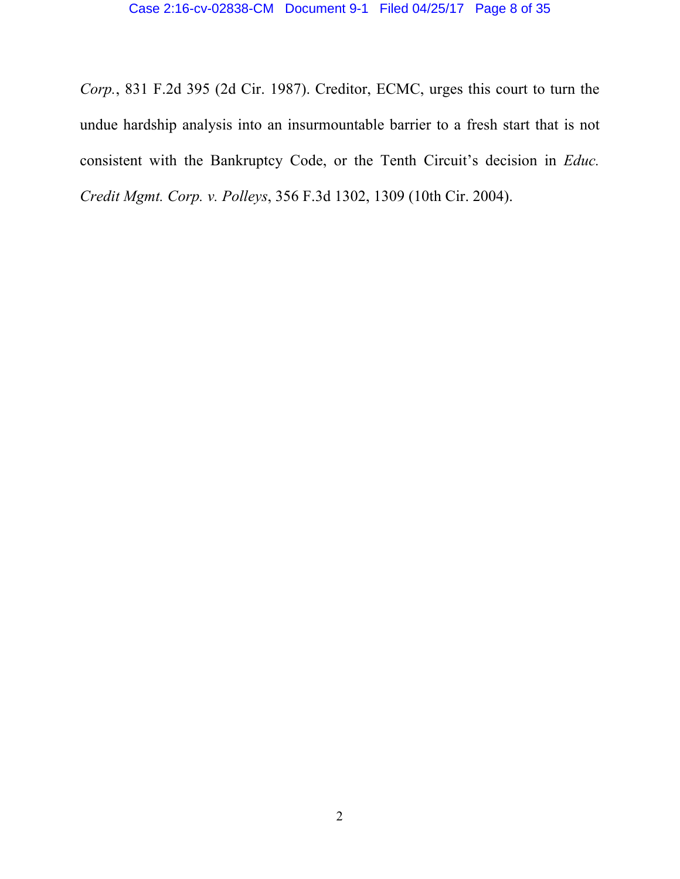*Corp.*, 831 F.2d 395 (2d Cir. 1987). Creditor, ECMC, urges this court to turn the undue hardship analysis into an insurmountable barrier to a fresh start that is not consistent with the Bankruptcy Code, or the Tenth Circuit's decision in *Educ. Credit Mgmt. Corp. v. Polleys*, 356 F.3d 1302, 1309 (10th Cir. 2004).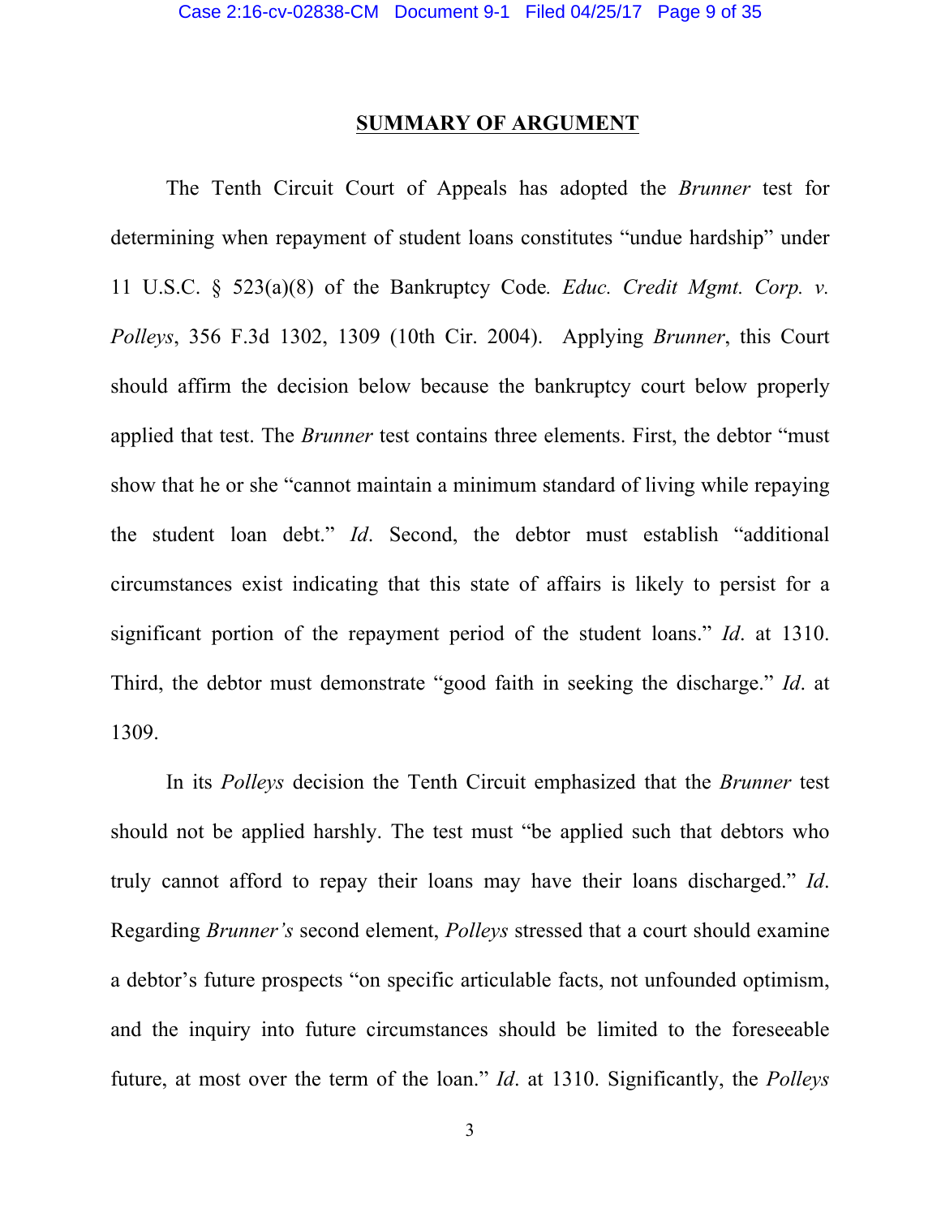## SUMMARY OF ARGUMENT

The Tenth Circuit Court of Appeals has adopted the *Brunner* test for determining when repayment of student loans constitutes "undue hardship" under 11 U.S.C. § 523(a)(8) of the Bankruptcy Code*. Educ. Credit Mgmt. Corp. v. Polleys*, 356 F.3d 1302, 1309 (10th Cir. 2004). Applying *Brunner*, this Court should affirm the decision below because the bankruptcy court below properly applied that test. The *Brunner* test contains three elements. First, the debtor "must show that he or she "cannot maintain a minimum standard of living while repaying the student loan debt." *Id*. Second, the debtor must establish "additional circumstances exist indicating that this state of affairs is likely to persist for a significant portion of the repayment period of the student loans." *Id*. at 1310. Third, the debtor must demonstrate "good faith in seeking the discharge." *Id*. at 1309.

In its *Polleys* decision the Tenth Circuit emphasized that the *Brunner* test should not be applied harshly. The test must "be applied such that debtors who truly cannot afford to repay their loans may have their loans discharged." *Id*. Regarding *Brunner's* second element, *Polleys* stressed that a court should examine a debtor's future prospects "on specific articulable facts, not unfounded optimism, and the inquiry into future circumstances should be limited to the foreseeable future, at most over the term of the loan." *Id*. at 1310. Significantly, the *Polleys*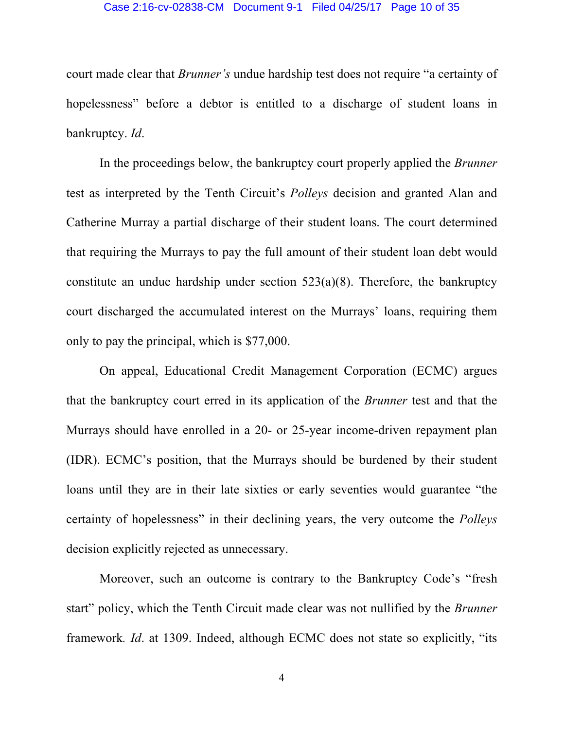court made clear that *Brunner's* undue hardship test does not require "a certainty of hopelessness" before a debtor is entitled to a discharge of student loans in bankruptcy. *Id*.

In the proceedings below, the bankruptcy court properly applied the *Brunner* test as interpreted by the Tenth Circuit's *Polleys* decision and granted Alan and Catherine Murray a partial discharge of their student loans. The court determined that requiring the Murrays to pay the full amount of their student loan debt would constitute an undue hardship under section 523(a)(8). Therefore, the bankruptcy court discharged the accumulated interest on the Murrays' loans, requiring them only to pay the principal, which is $77,000.

On appeal, Educational Credit Management Corporation (ECMC) argues that the bankruptcy court erred in its application of the *Brunner* test and that the Murrays should have enrolled in a 20- or 25-year income-driven repayment plan (IDR). ECMC's position, that the Murrays should be burdened by their student loans until they are in their late sixties or early seventies would guarantee "the certainty of hopelessness" in their declining years, the very outcome the *Polleys* decision explicitly rejected as unnecessary.

Moreover, such an outcome is contrary to the Bankruptcy Code's "fresh start" policy, which the Tenth Circuit made clear was not nullified by the *Brunner* framework. *Id*. at 1309. Indeed, although ECMC does not state so explicitly, "its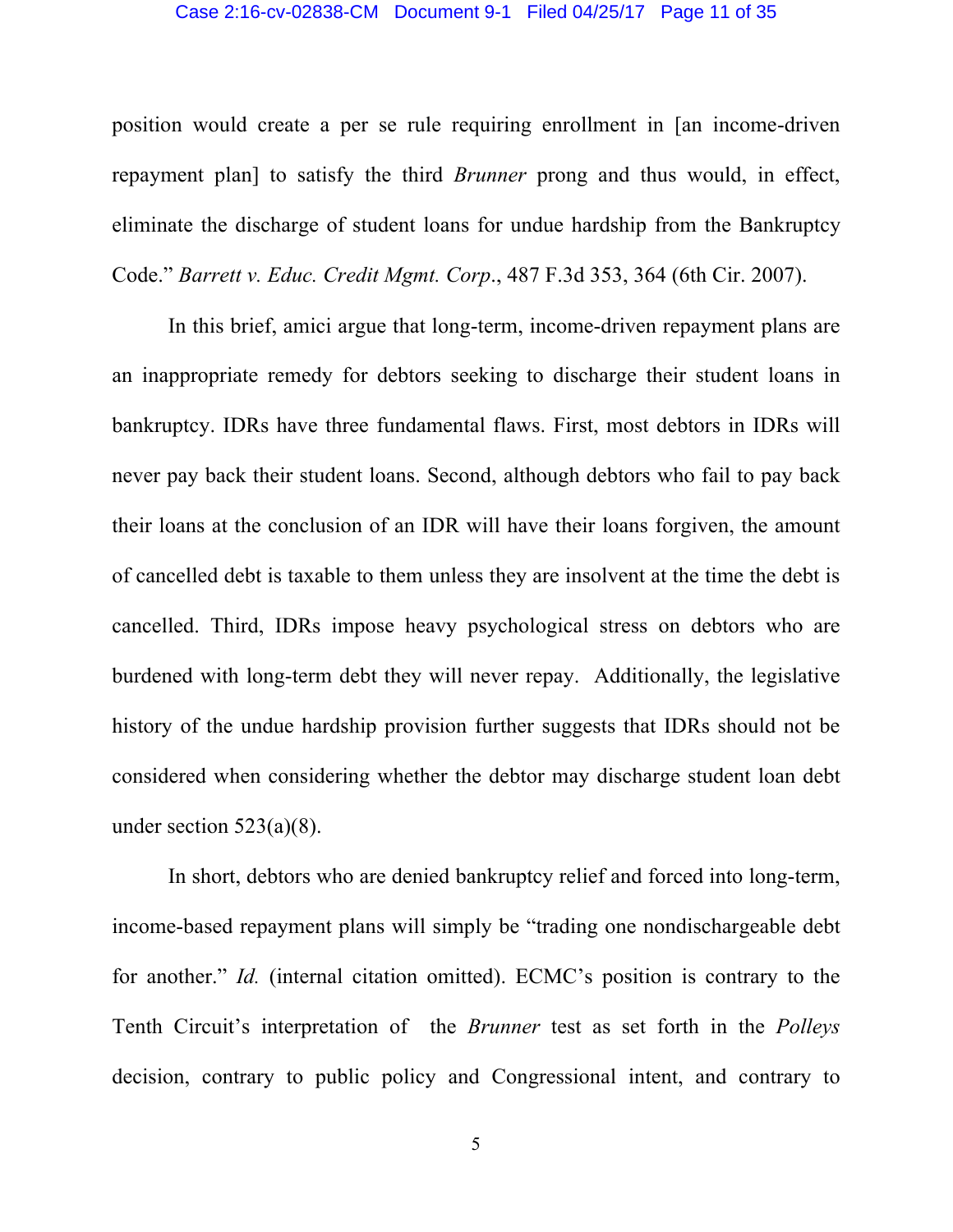position would create a per se rule requiring enrollment in [an income-driven repayment plan] to satisfy the third *Brunner* prong and thus would, in effect, eliminate the discharge of student loans for undue hardship from the Bankruptcy Code." *Barrett v. Educ. Credit Mgmt. Corp*., 487 F.3d 353, 364 (6th Cir. 2007).

In this brief, amici argue that long-term, income-driven repayment plans are an inappropriate remedy for debtors seeking to discharge their student loans in bankruptcy. IDRs have three fundamental flaws. First, most debtors in IDRs will never pay back their student loans. Second, although debtors who fail to pay back their loans at the conclusion of an IDR will have their loans forgiven, the amount of cancelled debt is taxable to them unless they are insolvent at the time the debt is cancelled. Third, IDRs impose heavy psychological stress on debtors who are burdened with long-term debt they will never repay. Additionally, the legislative history of the undue hardship provision further suggests that IDRs should not be considered when considering whether the debtor may discharge student loan debt under section 523(a)(8).

In short, debtors who are denied bankruptcy relief and forced into long-term, income-based repayment plans will simply be "trading one nondischargeable debt for another." *Id.* (internal citation omitted). ECMC's position is contrary to the Tenth Circuit's interpretation of the *Brunner* test as set forth in the *Polleys* decision, contrary to public policy and Congressional intent, and contrary to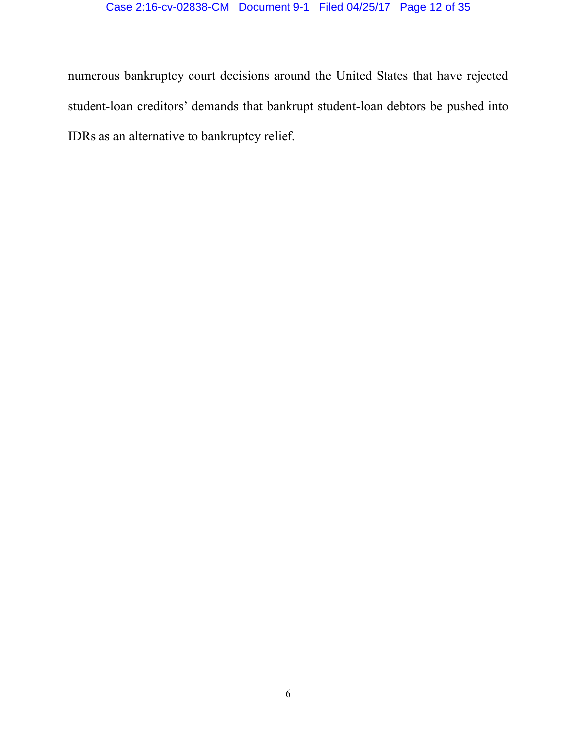numerous bankruptcy court decisions around the United States that have rejected student-loan creditors' demands that bankrupt student-loan debtors be pushed into IDRs as an alternative to bankruptcy relief.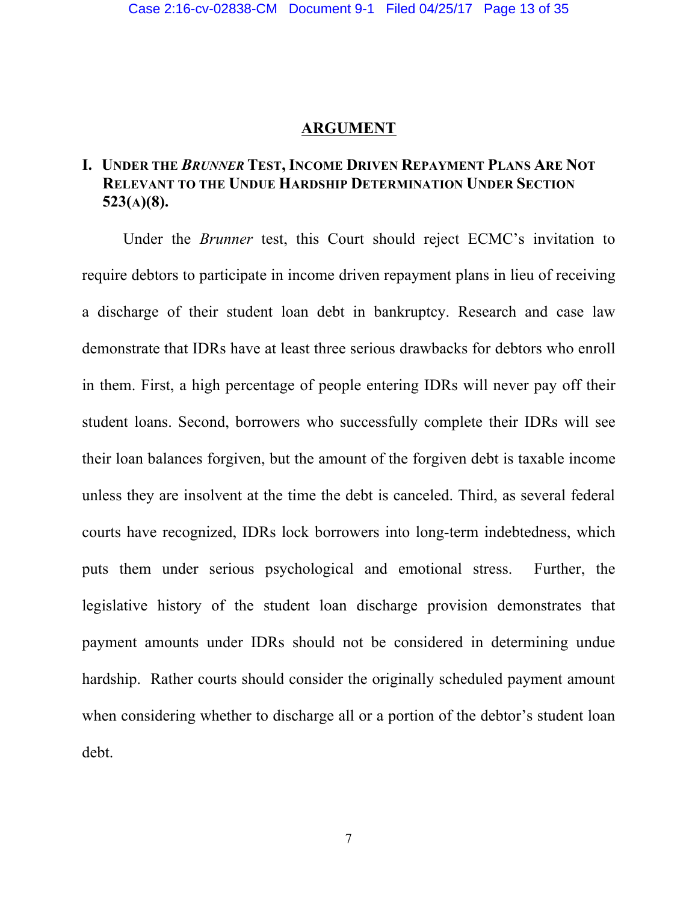## ARGUMENT

### I. UNDER THE *BRUNNER* TEST, INCOME DRIVEN REPAYMENT PLANS ARE NOT RELEVANT TO THE UNDUE HARDSHIP DETERMINATION UNDER SECTION 523(A)(8).

Under the *Brunner* test, this Court should reject ECMC's invitation to require debtors to participate in income driven repayment plans in lieu of receiving a discharge of their student loan debt in bankruptcy. Research and case law demonstrate that IDRs have at least three serious drawbacks for debtors who enroll in them. First, a high percentage of people entering IDRs will never pay off their student loans. Second, borrowers who successfully complete their IDRs will see their loan balances forgiven, but the amount of the forgiven debt is taxable income unless they are insolvent at the time the debt is canceled. Third, as several federal courts have recognized, IDRs lock borrowers into long-term indebtedness, which puts them under serious psychological and emotional stress. Further, the legislative history of the student loan discharge provision demonstrates that payment amounts under IDRs should not be considered in determining undue hardship. Rather courts should consider the originally scheduled payment amount when considering whether to discharge all or a portion of the debtor's student loan debt.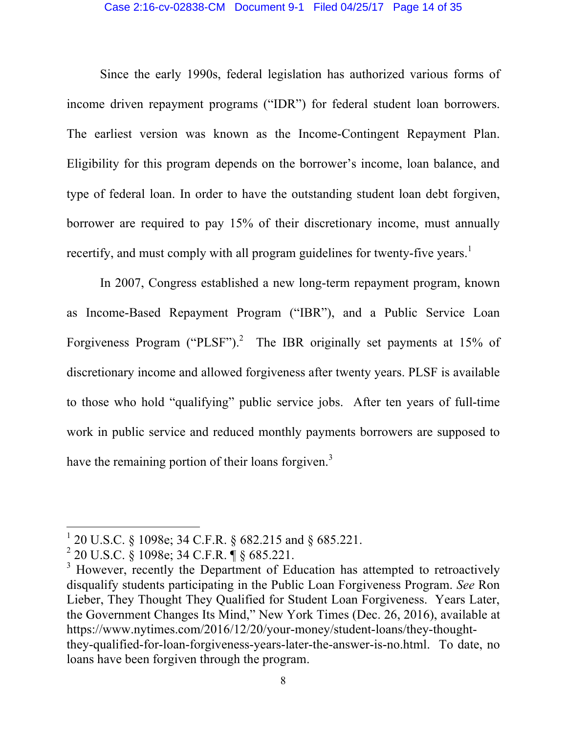Since the early 1990s, federal legislation has authorized various forms of income driven repayment programs ("IDR") for federal student loan borrowers. The earliest version was known as the Income-Contingent Repayment Plan. Eligibility for this program depends on the borrower's income, loan balance, and type of federal loan. In order to have the outstanding student loan debt forgiven, borrower are required to pay 15% of their discretionary income, must annually recertify, and must comply with all program guidelines for twenty-five years.[1]

In 2007, Congress established a new long-term repayment program, known as Income-Based Repayment Program ("IBR"), and a Public Service Loan Forgiveness Program ("PLSF").[2] The IBR originally set payments at 15% of discretionary income and allowed forgiveness after twenty years. PLSF is available to those who hold "qualifying" public service jobs. After ten years of full-time work in public service and reduced monthly payments borrowers are supposed to have the remaining portion of their loans forgiven.[3]

---

[1] 20 U.S.C. § 1098e; 34 C.F.R. § 682.215 and § 685.221.

[2] 20 U.S.C. § 1098e; 34 C.F.R. ¶ § 685.221.

[3] However, recently the Department of Education has attempted to retroactively disqualify students participating in the Public Loan Forgiveness Program. *See* Ron Lieber, They Thought They Qualified for Student Loan Forgiveness. Years Later, the Government Changes Its Mind," New York Times (Dec. 26, 2016), available at https://www.nytimes.com/2016/12/20/your-money/student-loans/they-thought-they-qualified-for-loan-forgiveness-years-later-the-answer-is-no.html. To date, no loans have been forgiven through the program.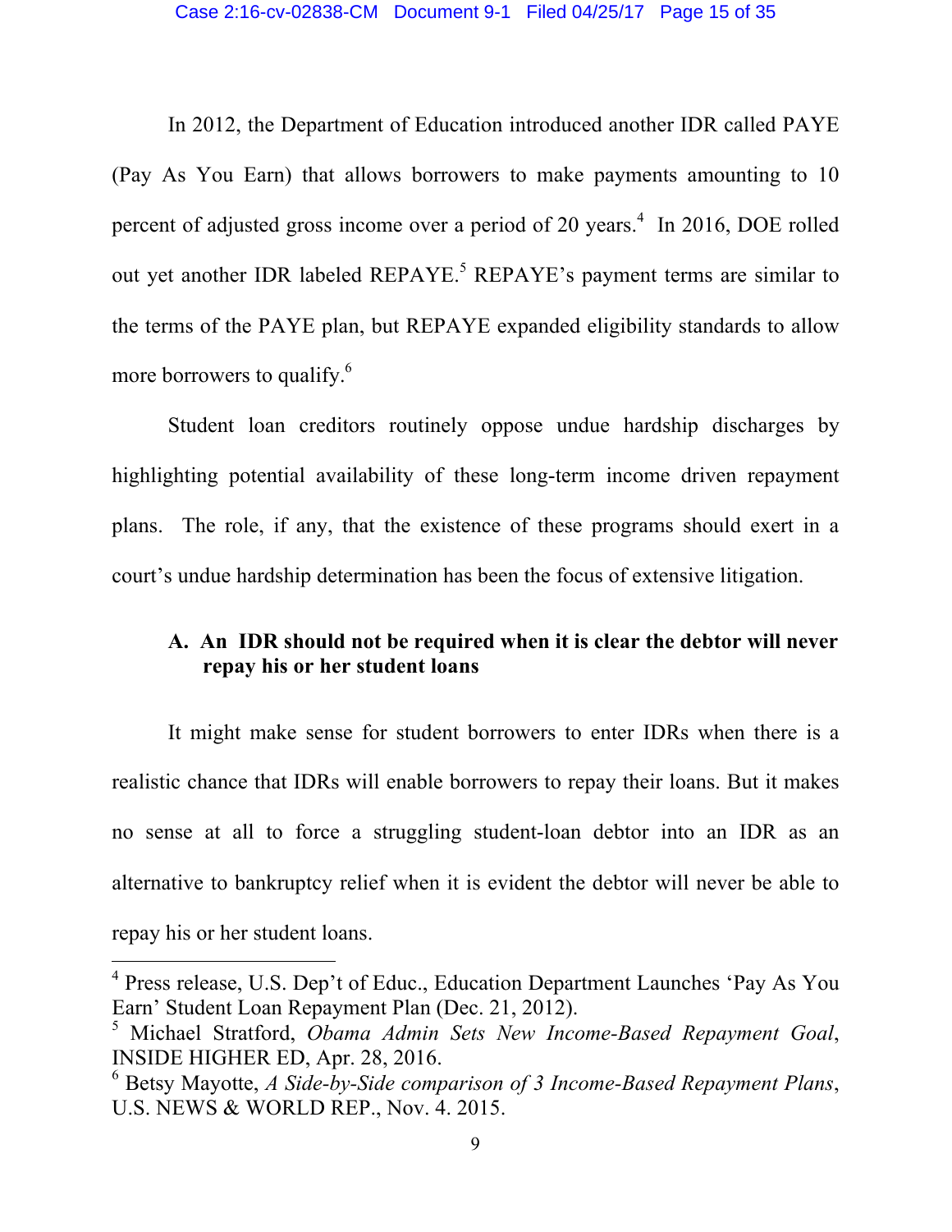In 2012, the Department of Education introduced another IDR called PAYE (Pay As You Earn) that allows borrowers to make payments amounting to 10 percent of adjusted gross income over a period of 20 years.[4] In 2016, DOE rolled out yet another IDR labeled REPAYE.[5] REPAYE's payment terms are similar to the terms of the PAYE plan, but REPAYE expanded eligibility standards to allow more borrowers to qualify.[6]

Student loan creditors routinely oppose undue hardship discharges by highlighting potential availability of these long-term income driven repayment plans. The role, if any, that the existence of these programs should exert in a court's undue hardship determination has been the focus of extensive litigation.

### A. An IDR should not be required when it is clear the debtor will never repay his or her student loans

It might make sense for student borrowers to enter IDRs when there is a realistic chance that IDRs will enable borrowers to repay their loans. But it makes no sense at all to force a struggling student-loan debtor into an IDR as an alternative to bankruptcy relief when it is evident the debtor will never be able to repay his or her student loans.

---

[4] Press release, U.S. Dep't of Educ., Education Department Launches 'Pay As You Earn' Student Loan Repayment Plan (Dec. 21, 2012).

[5] Michael Stratford, *Obama Admin Sets New Income-Based Repayment Goal*, INSIDE HIGHER ED, Apr. 28, 2016.

[6] Betsy Mayotte, *A Side-by-Side comparison of 3 Income-Based Repayment Plans*, U.S. NEWS & WORLD REP., Nov. 4. 2015.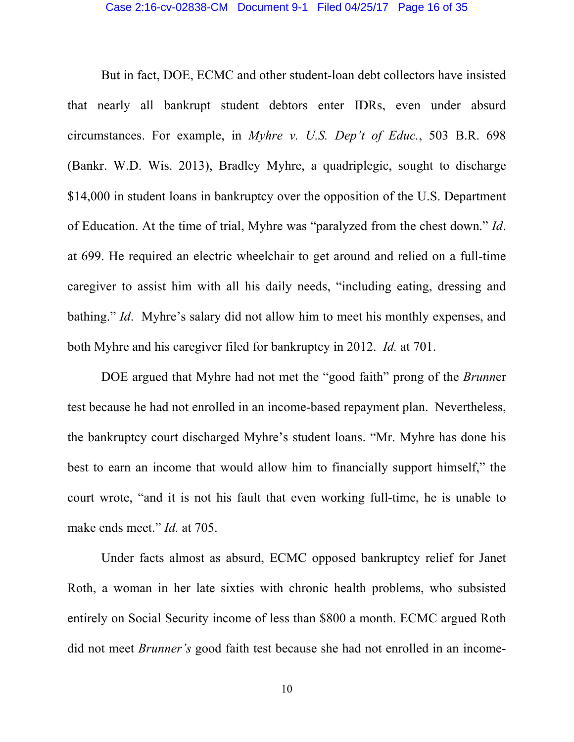But in fact, DOE, ECMC and other student-loan debt collectors have insisted that nearly all bankrupt student debtors enter IDRs, even under absurd circumstances. For example, in *Myhre v. U.S. Dep't of Educ.*, 503 B.R. 698 (Bankr. W.D. Wis. 2013), Bradley Myhre, a quadriplegic, sought to discharge $14,000 in student loans in bankruptcy over the opposition of the U.S. Department of Education. At the time of trial, Myhre was "paralyzed from the chest down." *Id*. at 699. He required an electric wheelchair to get around and relied on a full-time caregiver to assist him with all his daily needs, "including eating, dressing and bathing." *Id*. Myhre's salary did not allow him to meet his monthly expenses, and both Myhre and his caregiver filed for bankruptcy in 2012. *Id.* at 701.

DOE argued that Myhre had not met the "good faith" prong of the *Brunn*er test because he had not enrolled in an income-based repayment plan. Nevertheless, the bankruptcy court discharged Myhre's student loans. "Mr. Myhre has done his best to earn an income that would allow him to financially support himself," the court wrote, "and it is not his fault that even working full-time, he is unable to make ends meet." *Id.* at 705.

Under facts almost as absurd, ECMC opposed bankruptcy relief for Janet Roth, a woman in her late sixties with chronic health problems, who subsisted entirely on Social Security income of less than $800 a month. ECMC argued Roth did not meet *Brunner's* good faith test because she had not enrolled in an income-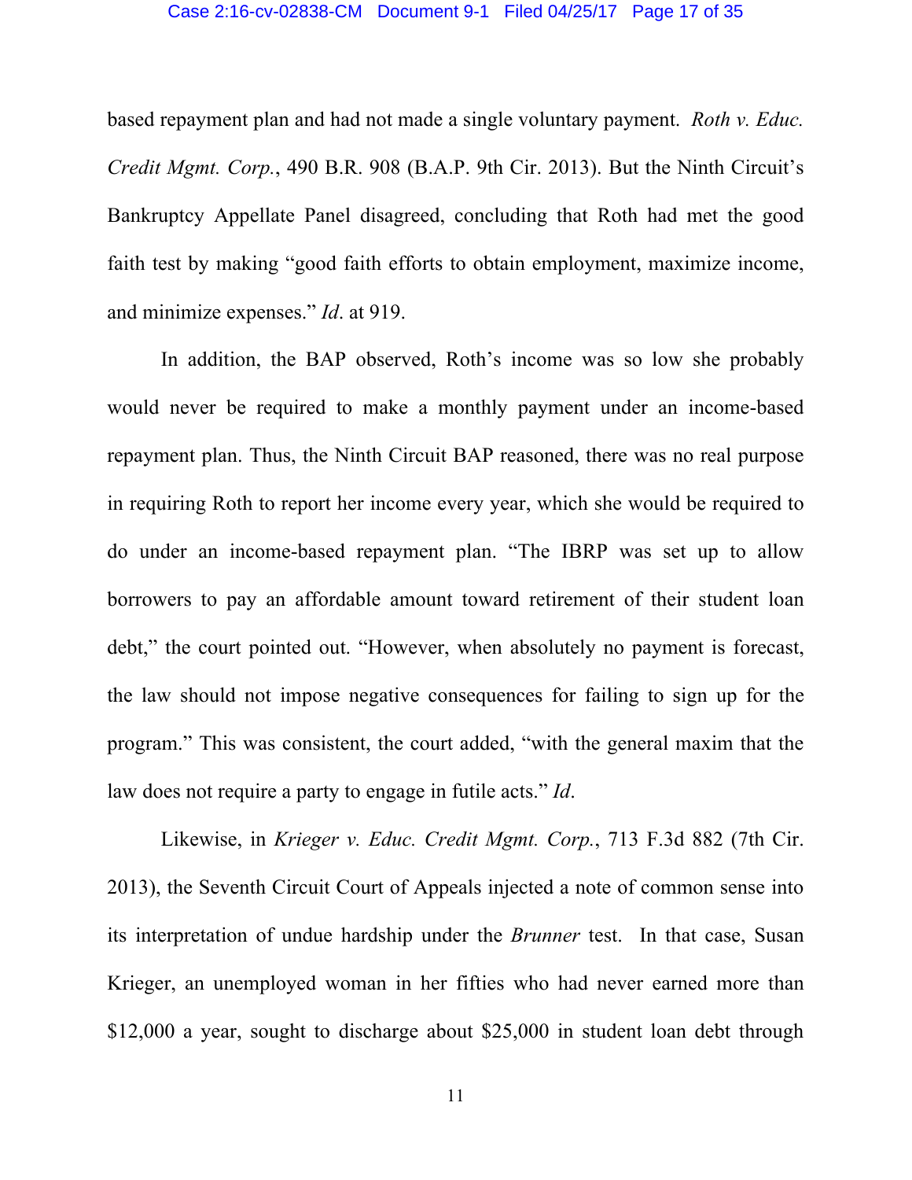based repayment plan and had not made a single voluntary payment. *Roth v. Educ. Credit Mgmt. Corp.*, 490 B.R. 908 (B.A.P. 9th Cir. 2013). But the Ninth Circuit's Bankruptcy Appellate Panel disagreed, concluding that Roth had met the good faith test by making "good faith efforts to obtain employment, maximize income, and minimize expenses." *Id*. at 919.

In addition, the BAP observed, Roth's income was so low she probably would never be required to make a monthly payment under an income-based repayment plan. Thus, the Ninth Circuit BAP reasoned, there was no real purpose in requiring Roth to report her income every year, which she would be required to do under an income-based repayment plan. "The IBRP was set up to allow borrowers to pay an affordable amount toward retirement of their student loan debt," the court pointed out. "However, when absolutely no payment is forecast, the law should not impose negative consequences for failing to sign up for the program." This was consistent, the court added, "with the general maxim that the law does not require a party to engage in futile acts." *Id*.

Likewise, in *Krieger v. Educ. Credit Mgmt. Corp.*, 713 F.3d 882 (7th Cir. 2013), the Seventh Circuit Court of Appeals injected a note of common sense into its interpretation of undue hardship under the *Brunner* test. In that case, Susan Krieger, an unemployed woman in her fifties who had never earned more than $12,000 a year, sought to discharge about $25,000 in student loan debt through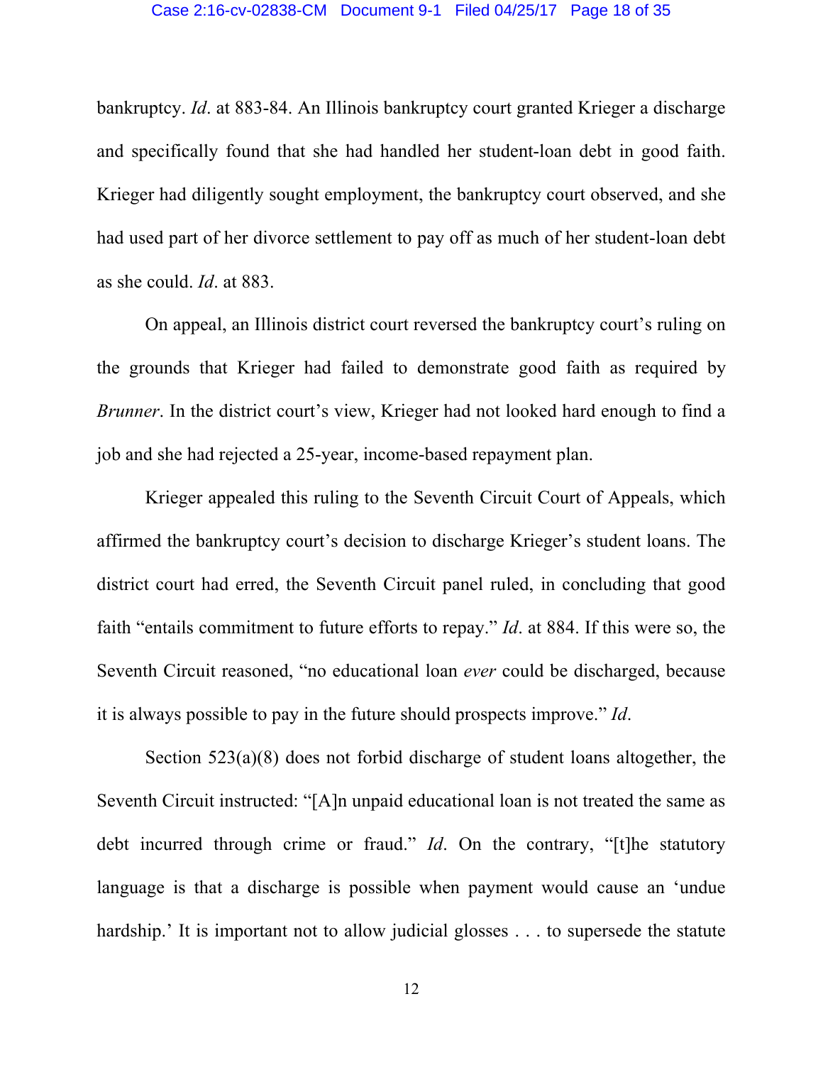bankruptcy. *Id*. at 883-84. An Illinois bankruptcy court granted Krieger a discharge and specifically found that she had handled her student-loan debt in good faith. Krieger had diligently sought employment, the bankruptcy court observed, and she had used part of her divorce settlement to pay off as much of her student-loan debt as she could. *Id*. at 883.

On appeal, an Illinois district court reversed the bankruptcy court's ruling on the grounds that Krieger had failed to demonstrate good faith as required by *Brunner*. In the district court's view, Krieger had not looked hard enough to find a job and she had rejected a 25-year, income-based repayment plan.

Krieger appealed this ruling to the Seventh Circuit Court of Appeals, which affirmed the bankruptcy court's decision to discharge Krieger's student loans. The district court had erred, the Seventh Circuit panel ruled, in concluding that good faith "entails commitment to future efforts to repay." *Id*. at 884. If this were so, the Seventh Circuit reasoned, "no educational loan *ever* could be discharged, because it is always possible to pay in the future should prospects improve." *Id*.

Section 523(a)(8) does not forbid discharge of student loans altogether, the Seventh Circuit instructed: "[A]n unpaid educational loan is not treated the same as debt incurred through crime or fraud." *Id*. On the contrary, "[t]he statutory language is that a discharge is possible when payment would cause an 'undue hardship.' It is important not to allow judicial glosses . . . to supersede the statute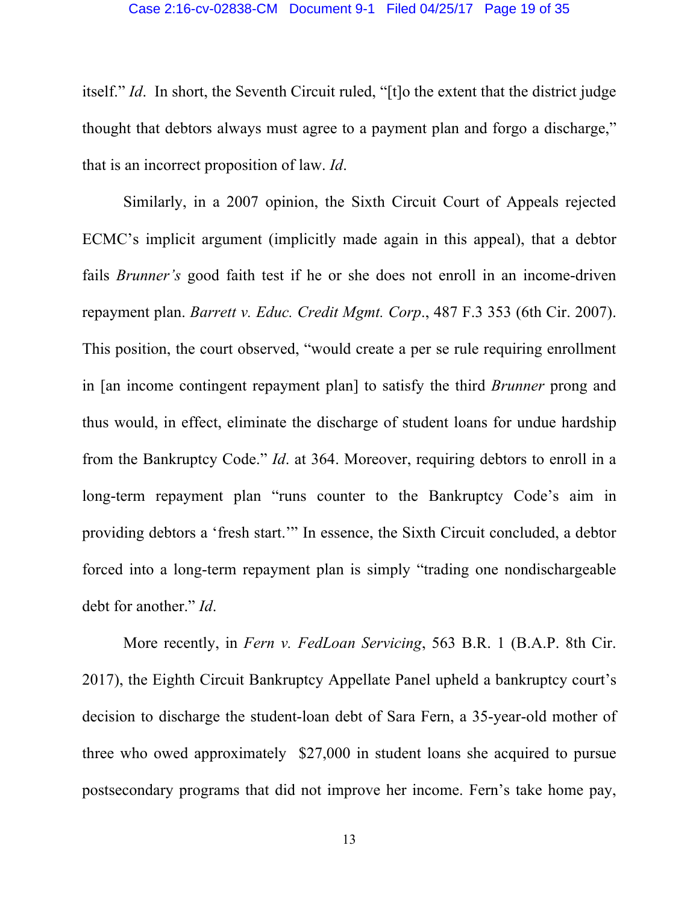itself." *Id*. In short, the Seventh Circuit ruled, "[t]o the extent that the district judge thought that debtors always must agree to a payment plan and forgo a discharge," that is an incorrect proposition of law. *Id*.

Similarly, in a 2007 opinion, the Sixth Circuit Court of Appeals rejected ECMC's implicit argument (implicitly made again in this appeal), that a debtor fails *Brunner's* good faith test if he or she does not enroll in an income-driven repayment plan. *Barrett v. Educ. Credit Mgmt. Corp*., 487 F.3 353 (6th Cir. 2007). This position, the court observed, "would create a per se rule requiring enrollment in [an income contingent repayment plan] to satisfy the third *Brunner* prong and thus would, in effect, eliminate the discharge of student loans for undue hardship from the Bankruptcy Code." *Id*. at 364. Moreover, requiring debtors to enroll in a long-term repayment plan "runs counter to the Bankruptcy Code's aim in providing debtors a 'fresh start.'" In essence, the Sixth Circuit concluded, a debtor forced into a long-term repayment plan is simply "trading one nondischargeable debt for another." *Id*.

More recently, in *Fern v. FedLoan Servicing*, 563 B.R. 1 (B.A.P. 8th Cir. 2017), the Eighth Circuit Bankruptcy Appellate Panel upheld a bankruptcy court's decision to discharge the student-loan debt of Sara Fern, a 35-year-old mother of three who owed approximately $27,000 in student loans she acquired to pursue postsecondary programs that did not improve her income. Fern's take home pay,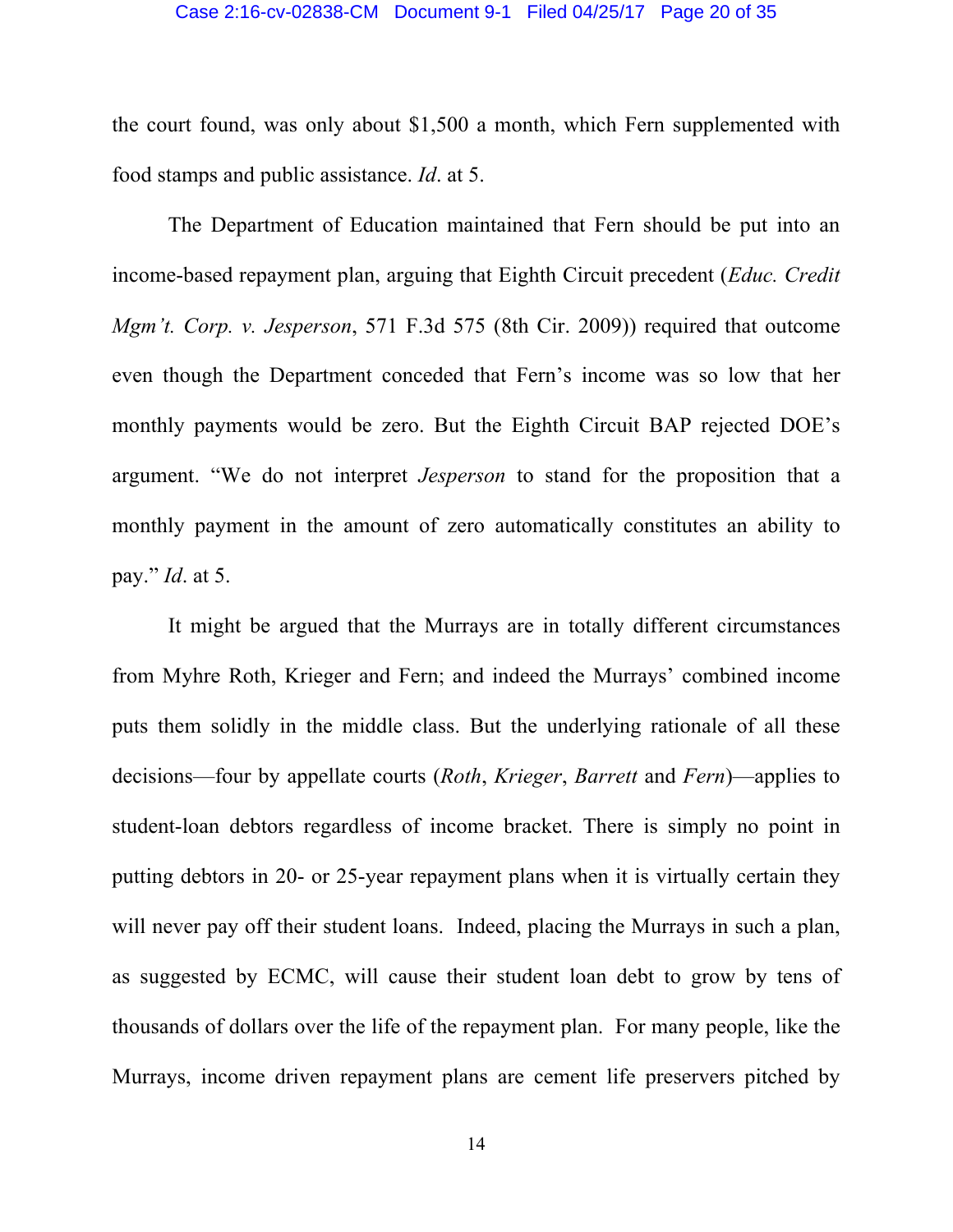the court found, was only about $1,500 a month, which Fern supplemented with food stamps and public assistance. *Id*. at 5.

The Department of Education maintained that Fern should be put into an income-based repayment plan, arguing that Eighth Circuit precedent (*Educ. Credit Mgm't. Corp. v. Jesperson*, 571 F.3d 575 (8th Cir. 2009)) required that outcome even though the Department conceded that Fern's income was so low that her monthly payments would be zero. But the Eighth Circuit BAP rejected DOE's argument. "We do not interpret *Jesperson* to stand for the proposition that a monthly payment in the amount of zero automatically constitutes an ability to pay." *Id*. at 5.

It might be argued that the Murrays are in totally different circumstances from Myhre Roth, Krieger and Fern; and indeed the Murrays' combined income puts them solidly in the middle class. But the underlying rationale of all these decisions—four by appellate courts (*Roth*, *Krieger*, *Barrett* and *Fern*)—applies to student-loan debtors regardless of income bracket. There is simply no point in putting debtors in 20- or 25-year repayment plans when it is virtually certain they will never pay off their student loans. Indeed, placing the Murrays in such a plan, as suggested by ECMC, will cause their student loan debt to grow by tens of thousands of dollars over the life of the repayment plan. For many people, like the Murrays, income driven repayment plans are cement life preservers pitched by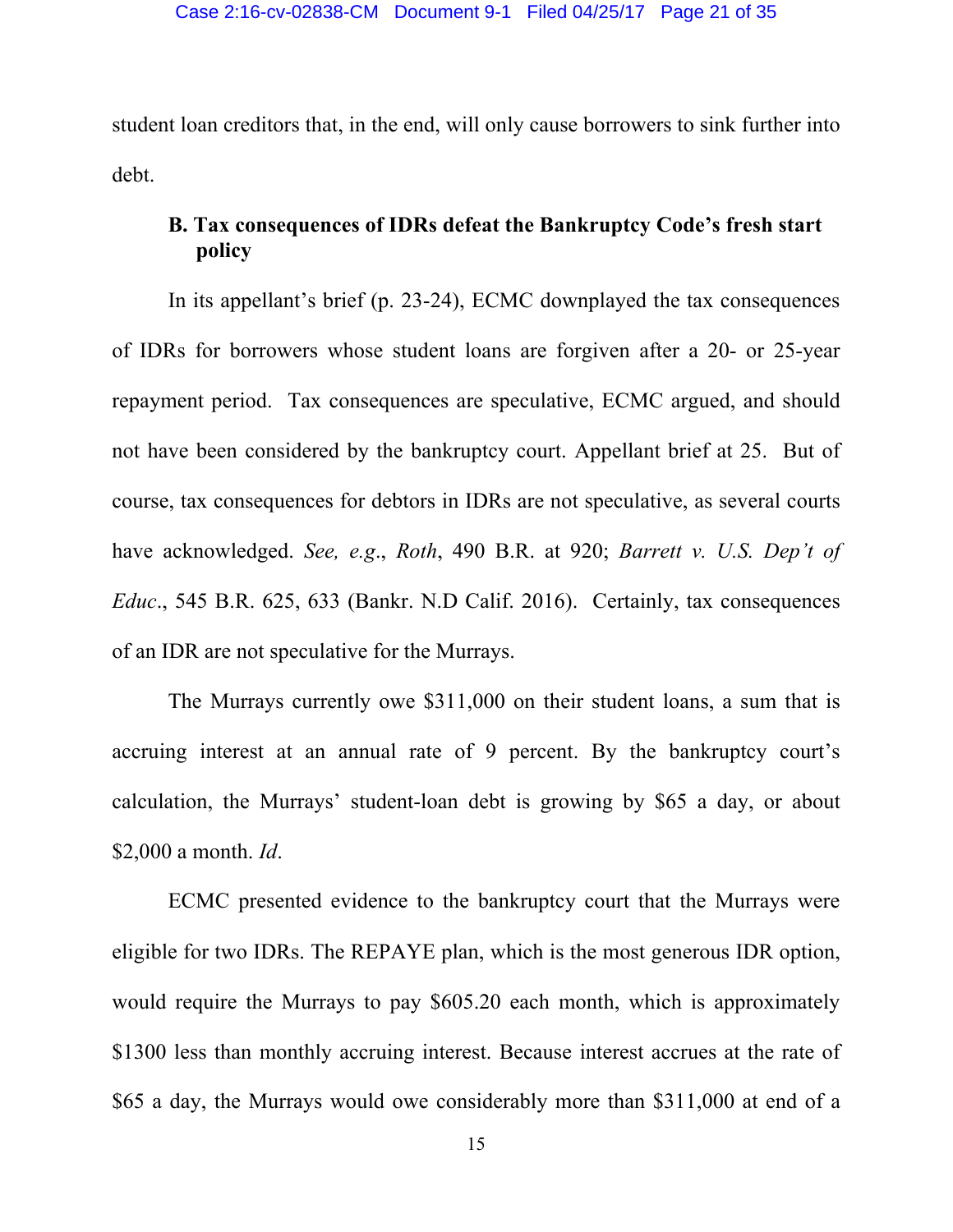student loan creditors that, in the end, will only cause borrowers to sink further into debt.

### B. Tax consequences of IDRs defeat the Bankruptcy Code's fresh start policy

In its appellant's brief (p. 23-24), ECMC downplayed the tax consequences of IDRs for borrowers whose student loans are forgiven after a 20- or 25-year repayment period. Tax consequences are speculative, ECMC argued, and should not have been considered by the bankruptcy court. Appellant brief at 25. But of course, tax consequences for debtors in IDRs are not speculative, as several courts have acknowledged. *See, e.g.*, *Roth*, 490 B.R. at 920; *Barrett v. U.S. Dep't of Educ*., 545 B.R. 625, 633 (Bankr. N.D Calif. 2016). Certainly, tax consequences of an IDR are not speculative for the Murrays.

The Murrays currently owe $311,000 on their student loans, a sum that is accruing interest at an annual rate of 9 percent. By the bankruptcy court's calculation, the Murrays' student-loan debt is growing by $65 a day, or about $2,000 a month. *Id*.

ECMC presented evidence to the bankruptcy court that the Murrays were eligible for two IDRs. The REPAYE plan, which is the most generous IDR option, would require the Murrays to pay $605.20 each month, which is approximately $1300 less than monthly accruing interest. Because interest accrues at the rate of $65 a day, the Murrays would owe considerably more than $311,000 at end of a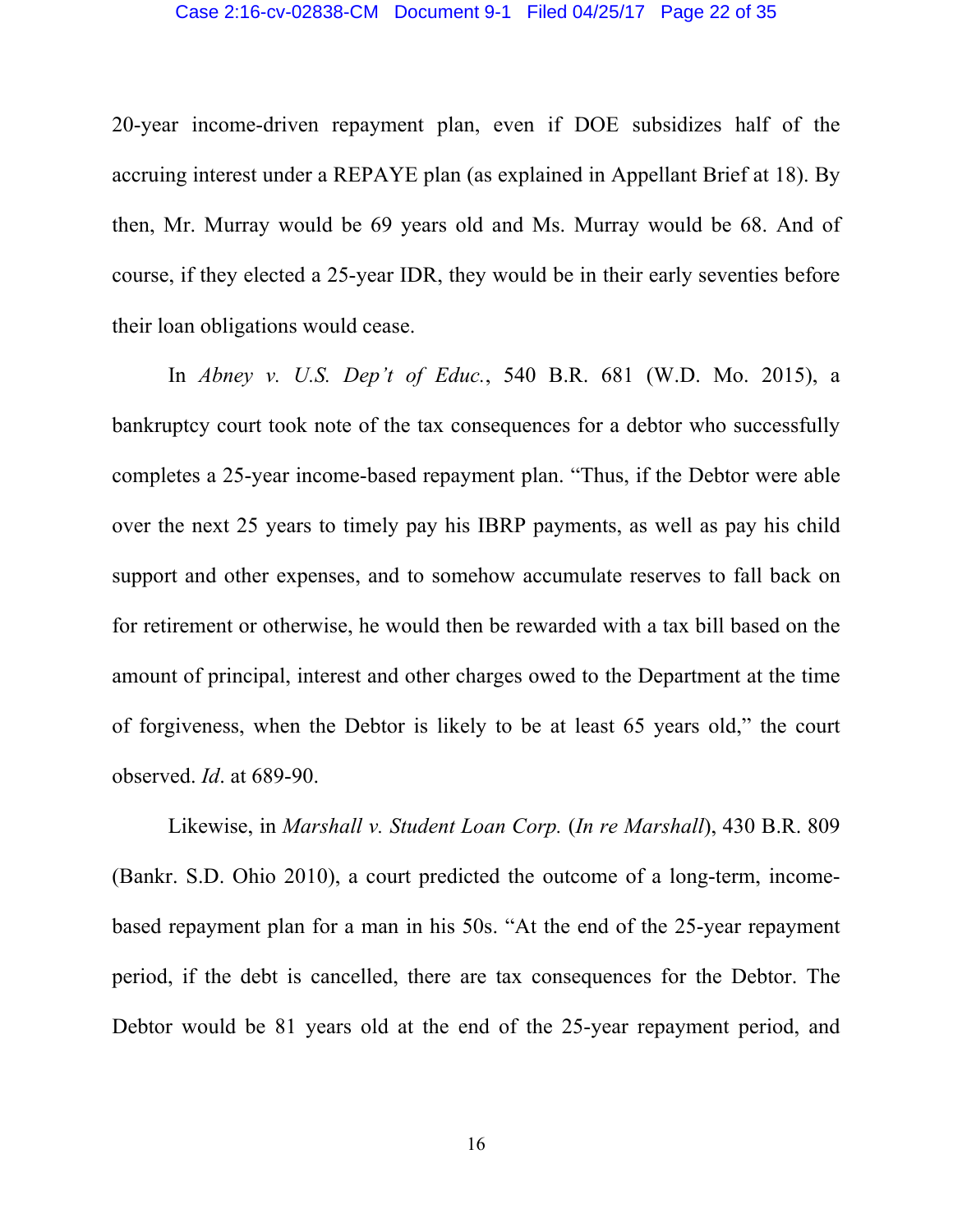20-year income-driven repayment plan, even if DOE subsidizes half of the accruing interest under a REPAYE plan (as explained in Appellant Brief at 18). By then, Mr. Murray would be 69 years old and Ms. Murray would be 68. And of course, if they elected a 25-year IDR, they would be in their early seventies before their loan obligations would cease.

In *Abney v. U.S. Dep't of Educ.*, 540 B.R. 681 (W.D. Mo. 2015), a bankruptcy court took note of the tax consequences for a debtor who successfully completes a 25-year income-based repayment plan. "Thus, if the Debtor were able over the next 25 years to timely pay his IBRP payments, as well as pay his child support and other expenses, and to somehow accumulate reserves to fall back on for retirement or otherwise, he would then be rewarded with a tax bill based on the amount of principal, interest and other charges owed to the Department at the time of forgiveness, when the Debtor is likely to be at least 65 years old," the court observed. *Id*. at 689-90.

Likewise, in *Marshall v. Student Loan Corp.* (*In re Marshall*), 430 B.R. 809 (Bankr. S.D. Ohio 2010), a court predicted the outcome of a long-term, income-based repayment plan for a man in his 50s. "At the end of the 25-year repayment period, if the debt is cancelled, there are tax consequences for the Debtor. The Debtor would be 81 years old at the end of the 25-year repayment period, and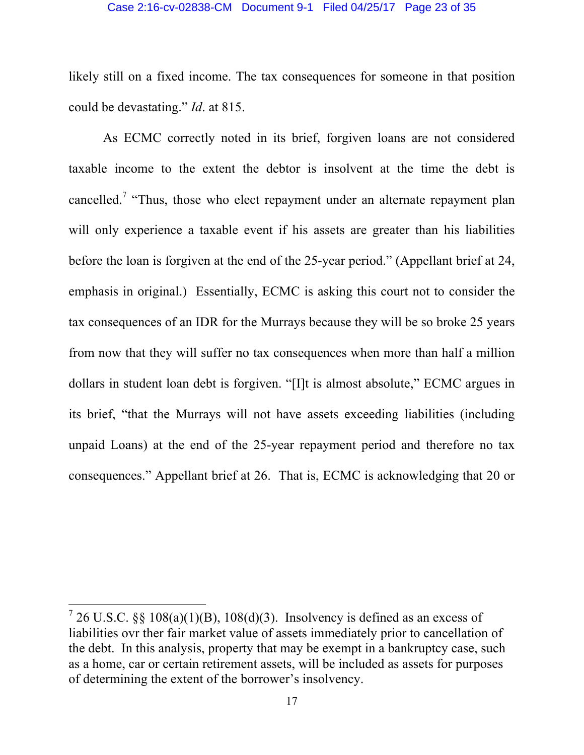likely still on a fixed income. The tax consequences for someone in that position could be devastating." *Id*. at 815.

As ECMC correctly noted in its brief, forgiven loans are not considered taxable income to the extent the debtor is insolvent at the time the debt is cancelled.[7] "Thus, those who elect repayment under an alternate repayment plan will only experience a taxable event if his assets are greater than his liabilities <u>before</u> the loan is forgiven at the end of the 25-year period." (Appellant brief at 24, emphasis in original.) Essentially, ECMC is asking this court not to consider the tax consequences of an IDR for the Murrays because they will be so broke 25 years from now that they will suffer no tax consequences when more than half a million dollars in student loan debt is forgiven. "[I]t is almost absolute," ECMC argues in its brief, "that the Murrays will not have assets exceeding liabilities (including unpaid Loans) at the end of the 25-year repayment period and therefore no tax consequences." Appellant brief at 26. That is, ECMC is acknowledging that 20 or

---

[7] 26 U.S.C. §§ 108(a)(1)(B), 108(d)(3). Insolvency is defined as an excess of liabilities ovr ther fair market value of assets immediately prior to cancellation of the debt. In this analysis, property that may be exempt in a bankruptcy case, such as a home, car or certain retirement assets, will be included as assets for purposes of determining the extent of the borrower's insolvency.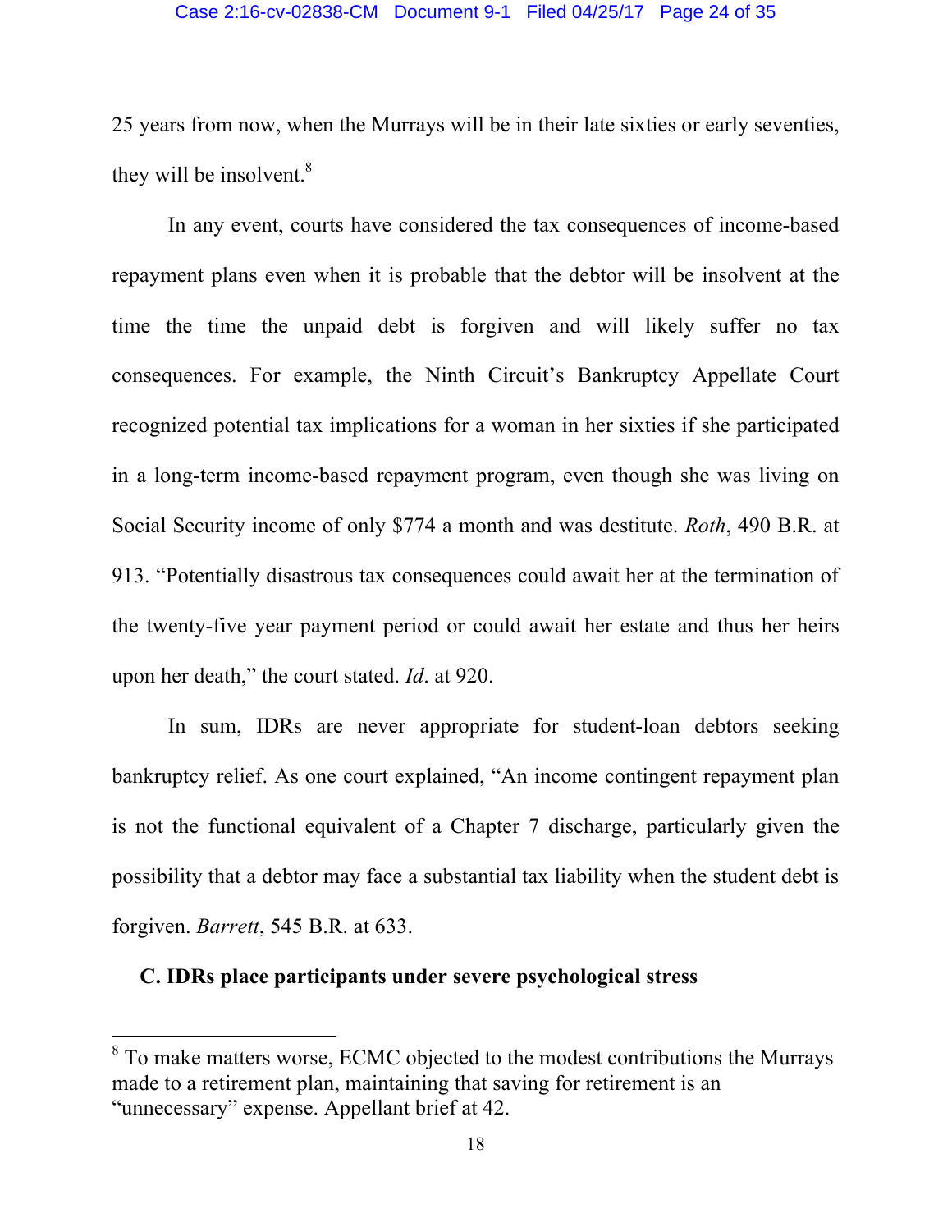25 years from now, when the Murrays will be in their late sixties or early seventies, they will be insolvent.[8]

In any event, courts have considered the tax consequences of income-based repayment plans even when it is probable that the debtor will be insolvent at the time the time the unpaid debt is forgiven and will likely suffer no tax consequences. For example, the Ninth Circuit's Bankruptcy Appellate Court recognized potential tax implications for a woman in her sixties if she participated in a long-term income-based repayment program, even though she was living on Social Security income of only $774 a month and was destitute. *Roth*, 490 B.R. at 913. "Potentially disastrous tax consequences could await her at the termination of the twenty-five year payment period or could await her estate and thus her heirs upon her death," the court stated. *Id*. at 920.

In sum, IDRs are never appropriate for student-loan debtors seeking bankruptcy relief. As one court explained, "An income contingent repayment plan is not the functional equivalent of a Chapter 7 discharge, particularly given the possibility that a debtor may face a substantial tax liability when the student debt is forgiven. *Barrett*, 545 B.R. at 633.

**C. IDRs place participants under severe psychological stress**

---

[8] To make matters worse, ECMC objected to the modest contributions the Murrays made to a retirement plan, maintaining that saving for retirement is an "unnecessary" expense. Appellant brief at 42.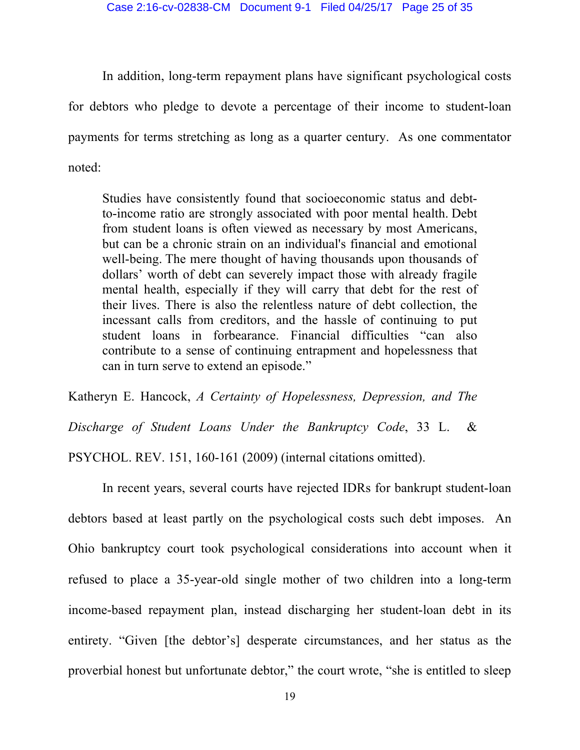In addition, long-term repayment plans have significant psychological costs for debtors who pledge to devote a percentage of their income to student-loan payments for terms stretching as long as a quarter century. As one commentator noted:

> Studies have consistently found that socioeconomic status and debt-to-income ratio are strongly associated with poor mental health. Debt from student loans is often viewed as necessary by most Americans, but can be a chronic strain on an individual's financial and emotional well-being. The mere thought of having thousands upon thousands of dollars' worth of debt can severely impact those with already fragile mental health, especially if they will carry that debt for the rest of their lives. There is also the relentless nature of debt collection, the incessant calls from creditors, and the hassle of continuing to put student loans in forbearance. Financial difficulties "can also contribute to a sense of continuing entrapment and hopelessness that can in turn serve to extend an episode."

Katheryn E. Hancock, *A Certainty of Hopelessness, Depression, and The Discharge of Student Loans Under the Bankruptcy Code*, 33 L. & PSYCHOL. REV. 151, 160-161 (2009) (internal citations omitted).

In recent years, several courts have rejected IDRs for bankrupt student-loan debtors based at least partly on the psychological costs such debt imposes. An Ohio bankruptcy court took psychological considerations into account when it refused to place a 35-year-old single mother of two children into a long-term income-based repayment plan, instead discharging her student-loan debt in its entirety. "Given [the debtor's] desperate circumstances, and her status as the proverbial honest but unfortunate debtor," the court wrote, "she is entitled to sleep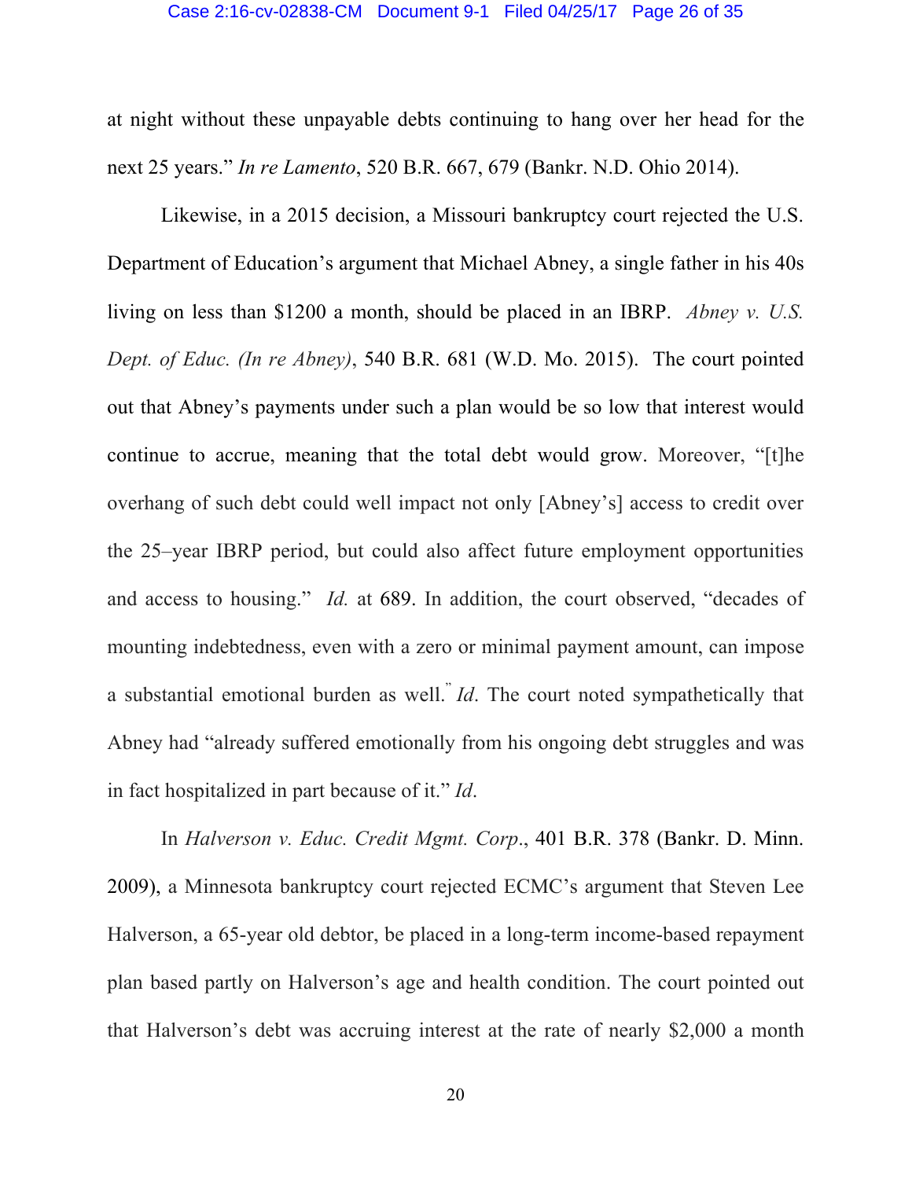at night without these unpayable debts continuing to hang over her head for the next 25 years." *In re Lamento*, 520 B.R. 667, 679 (Bankr. N.D. Ohio 2014).

Likewise, in a 2015 decision, a Missouri bankruptcy court rejected the U.S. Department of Education's argument that Michael Abney, a single father in his 40s living on less than $1200 a month, should be placed in an IBRP. *Abney v. U.S. Dept. of Educ. (In re Abney)*, 540 B.R. 681 (W.D. Mo. 2015). The court pointed out that Abney's payments under such a plan would be so low that interest would continue to accrue, meaning that the total debt would grow. Moreover, "[t]he overhang of such debt could well impact not only [Abney's] access to credit over the 25–year IBRP period, but could also affect future employment opportunities and access to housing." *Id.* at 689. In addition, the court observed, "decades of mounting indebtedness, even with a zero or minimal payment amount, can impose a substantial emotional burden as well." *Id*. The court noted sympathetically that Abney had "already suffered emotionally from his ongoing debt struggles and was in fact hospitalized in part because of it." *Id*.

In *Halverson v. Educ. Credit Mgmt. Corp*., 401 B.R. 378 (Bankr. D. Minn. 2009), a Minnesota bankruptcy court rejected ECMC's argument that Steven Lee Halverson, a 65-year old debtor, be placed in a long-term income-based repayment plan based partly on Halverson's age and health condition. The court pointed out that Halverson's debt was accruing interest at the rate of nearly $2,000 a month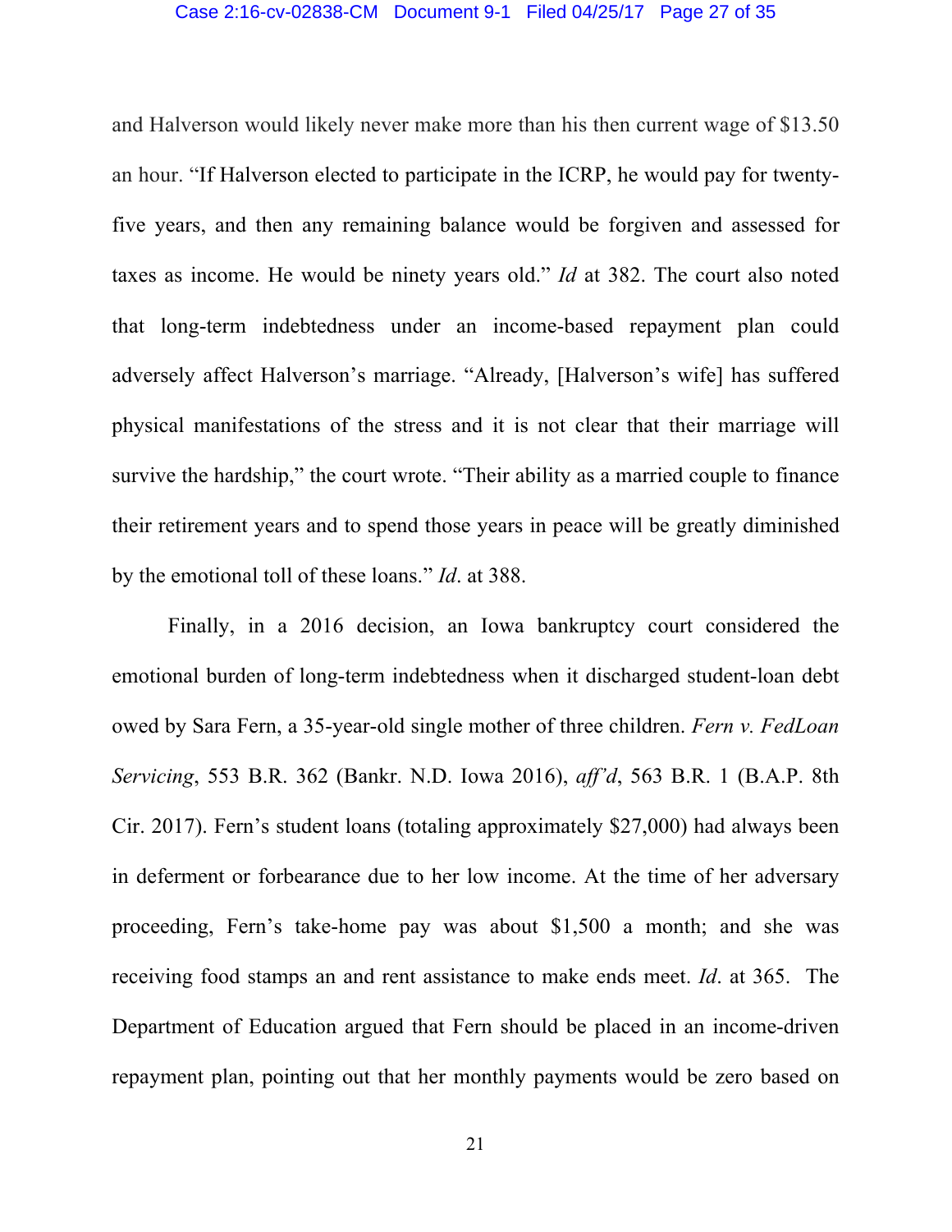and Halverson would likely never make more than his then current wage of $13.50 an hour. "If Halverson elected to participate in the ICRP, he would pay for twenty-five years, and then any remaining balance would be forgiven and assessed for taxes as income. He would be ninety years old." *Id* at 382. The court also noted that long-term indebtedness under an income-based repayment plan could adversely affect Halverson's marriage. "Already, [Halverson's wife] has suffered physical manifestations of the stress and it is not clear that their marriage will survive the hardship," the court wrote. "Their ability as a married couple to finance their retirement years and to spend those years in peace will be greatly diminished by the emotional toll of these loans." *Id*. at 388.

Finally, in a 2016 decision, an Iowa bankruptcy court considered the emotional burden of long-term indebtedness when it discharged student-loan debt owed by Sara Fern, a 35-year-old single mother of three children. *Fern v. FedLoan Servicing*, 553 B.R. 362 (Bankr. N.D. Iowa 2016), *aff'd*, 563 B.R. 1 (B.A.P. 8th Cir. 2017). Fern's student loans (totaling approximately $27,000) had always been in deferment or forbearance due to her low income. At the time of her adversary proceeding, Fern's take-home pay was about $1,500 a month; and she was receiving food stamps an and rent assistance to make ends meet. *Id*. at 365. The Department of Education argued that Fern should be placed in an income-driven repayment plan, pointing out that her monthly payments would be zero based on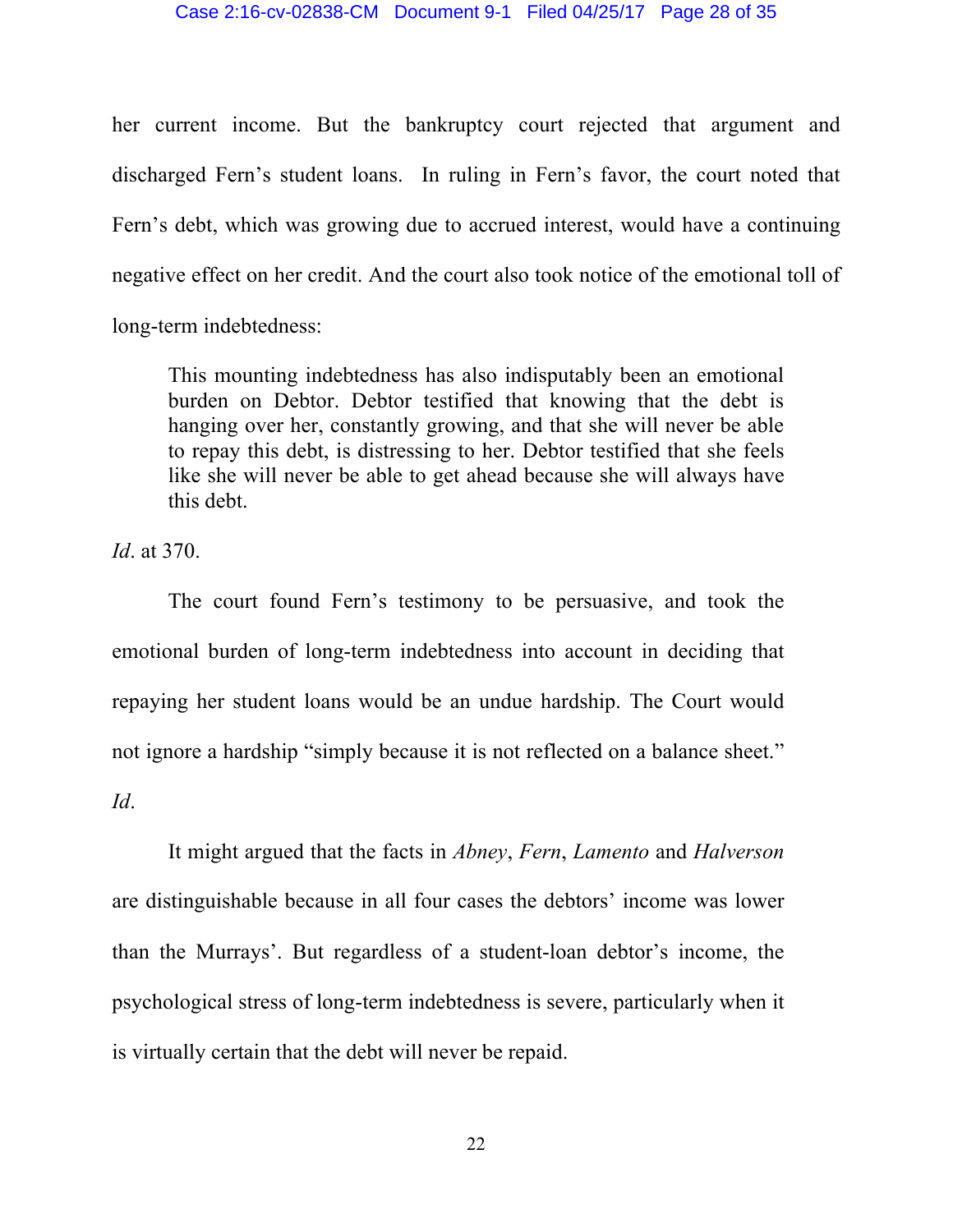her current income. But the bankruptcy court rejected that argument and discharged Fern's student loans. In ruling in Fern's favor, the court noted that Fern's debt, which was growing due to accrued interest, would have a continuing negative effect on her credit. And the court also took notice of the emotional toll of long-term indebtedness:

> This mounting indebtedness has also indisputably been an emotional burden on Debtor. Debtor testified that knowing that the debt is hanging over her, constantly growing, and that she will never be able to repay this debt, is distressing to her. Debtor testified that she feels like she will never be able to get ahead because she will always have this debt.

*Id*. at 370.

The court found Fern's testimony to be persuasive, and took the emotional burden of long-term indebtedness into account in deciding that repaying her student loans would be an undue hardship. The Court would not ignore a hardship "simply because it is not reflected on a balance sheet." *Id*.

It might argued that the facts in *Abney*, *Fern*, *Lamento* and *Halverson* are distinguishable because in all four cases the debtors' income was lower than the Murrays'. But regardless of a student-loan debtor's income, the psychological stress of long-term indebtedness is severe, particularly when it is virtually certain that the debt will never be repaid.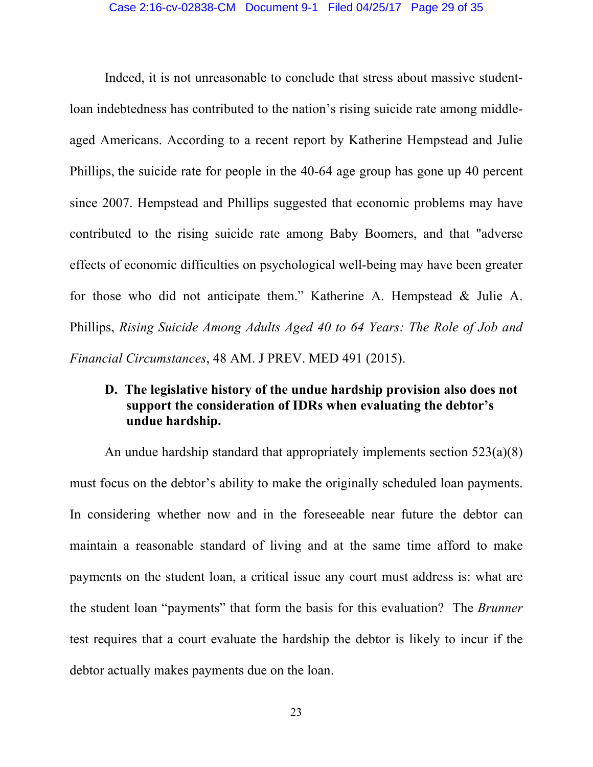Indeed, it is not unreasonable to conclude that stress about massive student-loan indebtedness has contributed to the nation's rising suicide rate among middle-aged Americans. According to a recent report by Katherine Hempstead and Julie Phillips, the suicide rate for people in the 40-64 age group has gone up 40 percent since 2007. Hempstead and Phillips suggested that economic problems may have contributed to the rising suicide rate among Baby Boomers, and that "adverse effects of economic difficulties on psychological well-being may have been greater for those who did not anticipate them." Katherine A. Hempstead & Julie A. Phillips, *Rising Suicide Among Adults Aged 40 to 64 Years: The Role of Job and Financial Circumstances*, 48 AM. J PREV. MED 491 (2015).

### D. The legislative history of the undue hardship provision also does not support the consideration of IDRs when evaluating the debtor's undue hardship.

An undue hardship standard that appropriately implements section 523(a)(8) must focus on the debtor's ability to make the originally scheduled loan payments. In considering whether now and in the foreseeable near future the debtor can maintain a reasonable standard of living and at the same time afford to make payments on the student loan, a critical issue any court must address is: what are the student loan "payments" that form the basis for this evaluation? The *Brunner* test requires that a court evaluate the hardship the debtor is likely to incur if the debtor actually makes payments due on the loan.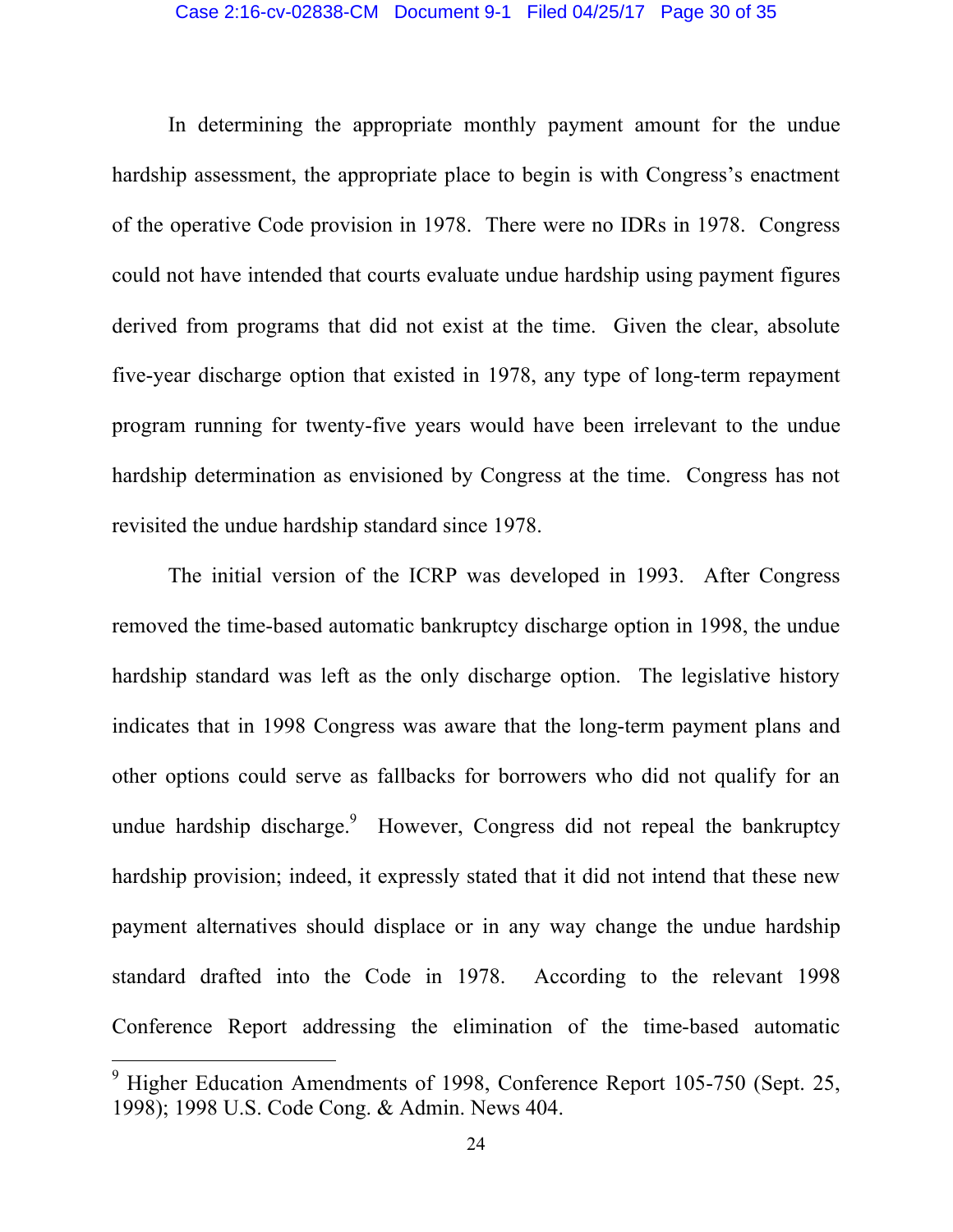In determining the appropriate monthly payment amount for the undue hardship assessment, the appropriate place to begin is with Congress's enactment of the operative Code provision in 1978. There were no IDRs in 1978. Congress could not have intended that courts evaluate undue hardship using payment figures derived from programs that did not exist at the time. Given the clear, absolute five-year discharge option that existed in 1978, any type of long-term repayment program running for twenty-five years would have been irrelevant to the undue hardship determination as envisioned by Congress at the time. Congress has not revisited the undue hardship standard since 1978.

The initial version of the ICRP was developed in 1993. After Congress removed the time-based automatic bankruptcy discharge option in 1998, the undue hardship standard was left as the only discharge option. The legislative history indicates that in 1998 Congress was aware that the long-term payment plans and other options could serve as fallbacks for borrowers who did not qualify for an undue hardship discharge.[9] However, Congress did not repeal the bankruptcy hardship provision; indeed, it expressly stated that it did not intend that these new payment alternatives should displace or in any way change the undue hardship standard drafted into the Code in 1978. According to the relevant 1998 Conference Report addressing the elimination of the time-based automatic

---

[9] Higher Education Amendments of 1998, Conference Report 105-750 (Sept. 25, 1998); 1998 U.S. Code Cong. & Admin. News 404.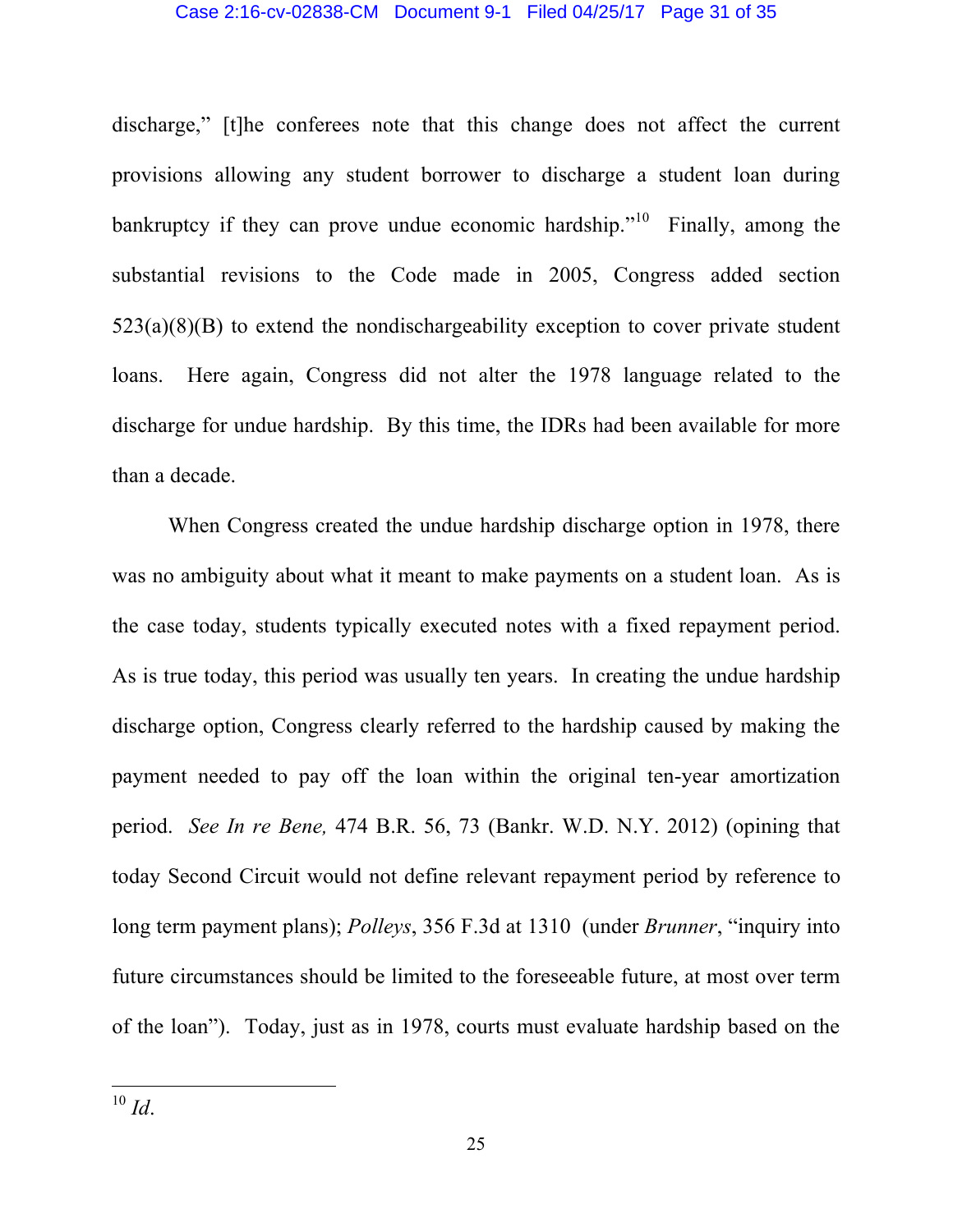discharge," [t]he conferees note that this change does not affect the current provisions allowing any student borrower to discharge a student loan during bankruptcy if they can prove undue economic hardship."[10] Finally, among the substantial revisions to the Code made in 2005, Congress added section 523(a)(8)(B) to extend the nondischargeability exception to cover private student loans. Here again, Congress did not alter the 1978 language related to the discharge for undue hardship. By this time, the IDRs had been available for more than a decade.

When Congress created the undue hardship discharge option in 1978, there was no ambiguity about what it meant to make payments on a student loan. As is the case today, students typically executed notes with a fixed repayment period. As is true today, this period was usually ten years. In creating the undue hardship discharge option, Congress clearly referred to the hardship caused by making the payment needed to pay off the loan within the original ten-year amortization period. *See In re Bene,* 474 B.R. 56, 73 (Bankr. W.D. N.Y. 2012) (opining that today Second Circuit would not define relevant repayment period by reference to long term payment plans); *Polleys*, 356 F.3d at 1310 (under *Brunner*, "inquiry into future circumstances should be limited to the foreseeable future, at most over term of the loan"). Today, just as in 1978, courts must evaluate hardship based on the

---

[10] *Id*.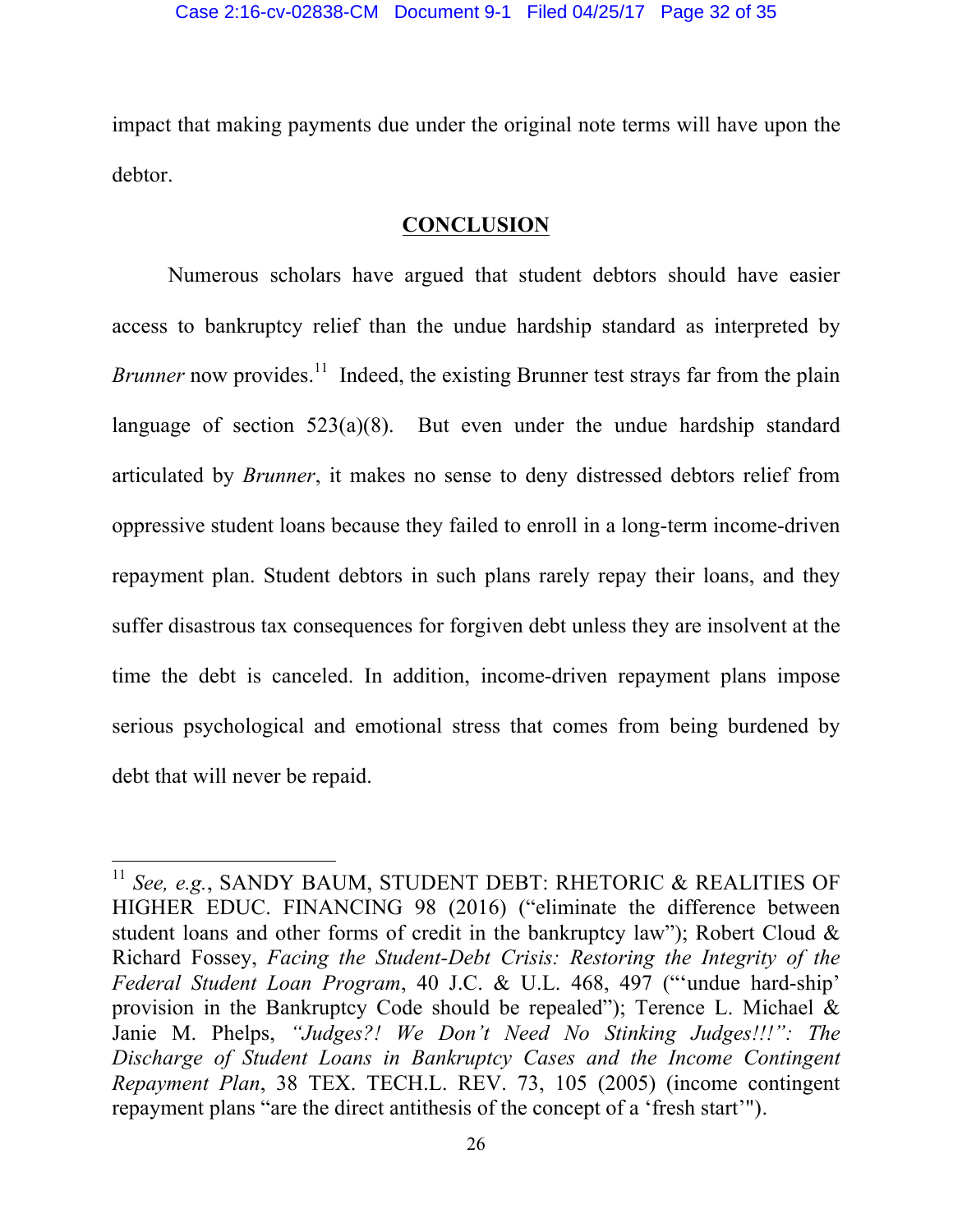impact that making payments due under the original note terms will have upon the debtor.

## CONCLUSION

Numerous scholars have argued that student debtors should have easier access to bankruptcy relief than the undue hardship standard as interpreted by *Brunner* now provides.[11] Indeed, the existing Brunner test strays far from the plain language of section 523(a)(8). But even under the undue hardship standard articulated by *Brunner*, it makes no sense to deny distressed debtors relief from oppressive student loans because they failed to enroll in a long-term income-driven repayment plan. Student debtors in such plans rarely repay their loans, and they suffer disastrous tax consequences for forgiven debt unless they are insolvent at the time the debt is canceled. In addition, income-driven repayment plans impose serious psychological and emotional stress that comes from being burdened by debt that will never be repaid.

---

[11] *See, e.g.*, SANDY BAUM, STUDENT DEBT: RHETORIC & REALITIES OF HIGHER EDUC. FINANCING 98 (2016) ("eliminate the difference between student loans and other forms of credit in the bankruptcy law"); Robert Cloud & Richard Fossey, *Facing the Student-Debt Crisis: Restoring the Integrity of the Federal Student Loan Program*, 40 J.C. & U.L. 468, 497 ("'undue hard-ship' provision in the Bankruptcy Code should be repealed"); Terence L. Michael & Janie M. Phelps, *"Judges?! We Don't Need No Stinking Judges!!!": The Discharge of Student Loans in Bankruptcy Cases and the Income Contingent Repayment Plan*, 38 TEX. TECH.L. REV. 73, 105 (2005) (income contingent repayment plans "are the direct antithesis of the concept of a 'fresh start'").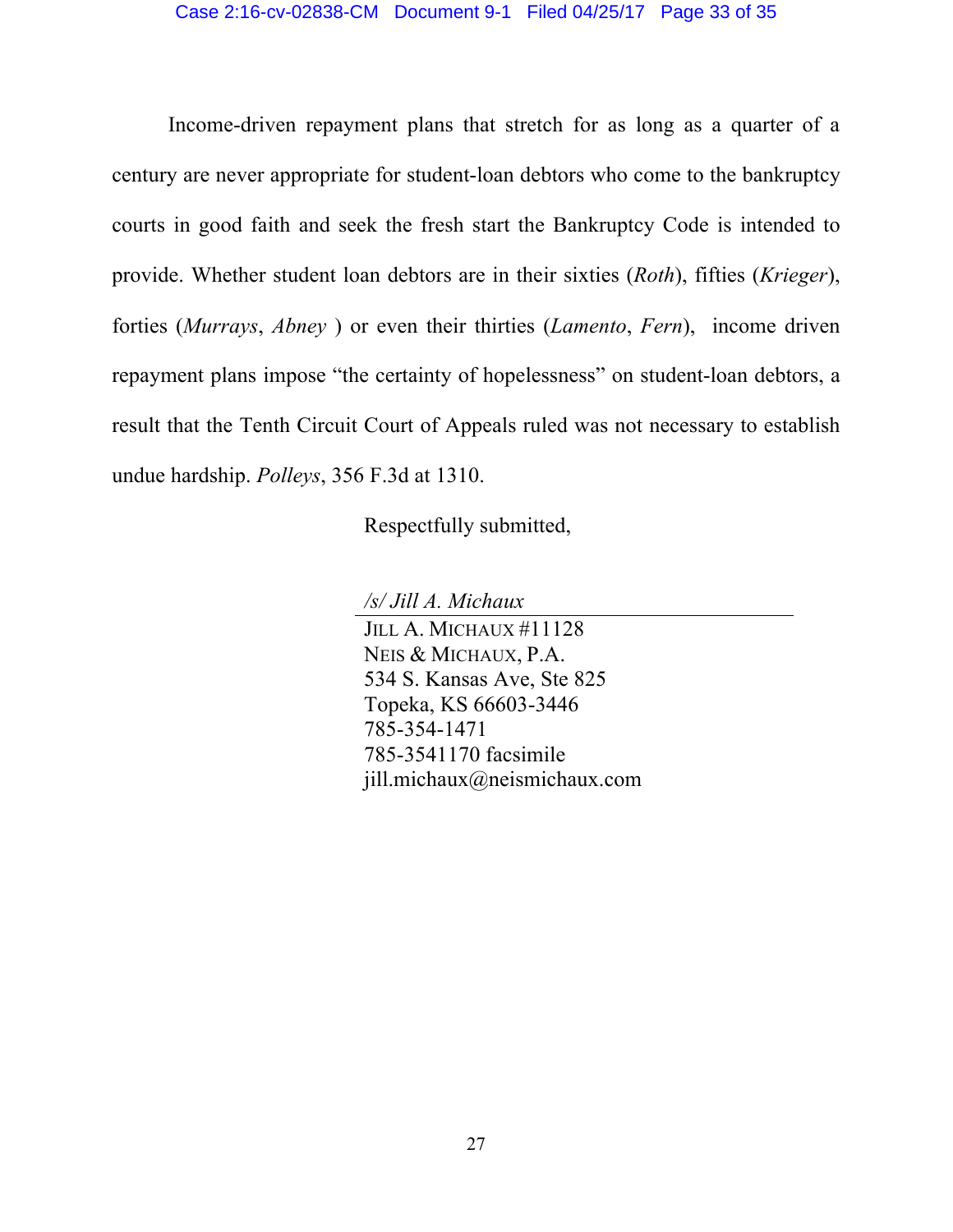Income-driven repayment plans that stretch for as long as a quarter of a century are never appropriate for student-loan debtors who come to the bankruptcy courts in good faith and seek the fresh start the Bankruptcy Code is intended to provide. Whether student loan debtors are in their sixties (*Roth*), fifties (*Krieger*), forties (*Murrays*, *Abney* ) or even their thirties (*Lamento*, *Fern*), income driven repayment plans impose "the certainty of hopelessness" on student-loan debtors, a result that the Tenth Circuit Court of Appeals ruled was not necessary to establish undue hardship. *Polleys*, 356 F.3d at 1310.

Respectfully submitted,

*/s/ Jill A. Michaux*

JILL A. MICHAUX #11128
NEIS & MICHAUX, P.A.
534 S. Kansas Ave, Ste 825
Topeka, KS 66603-3446
785-354-1471
785-3541170 facsimile
jill.michaux@neismichaux.com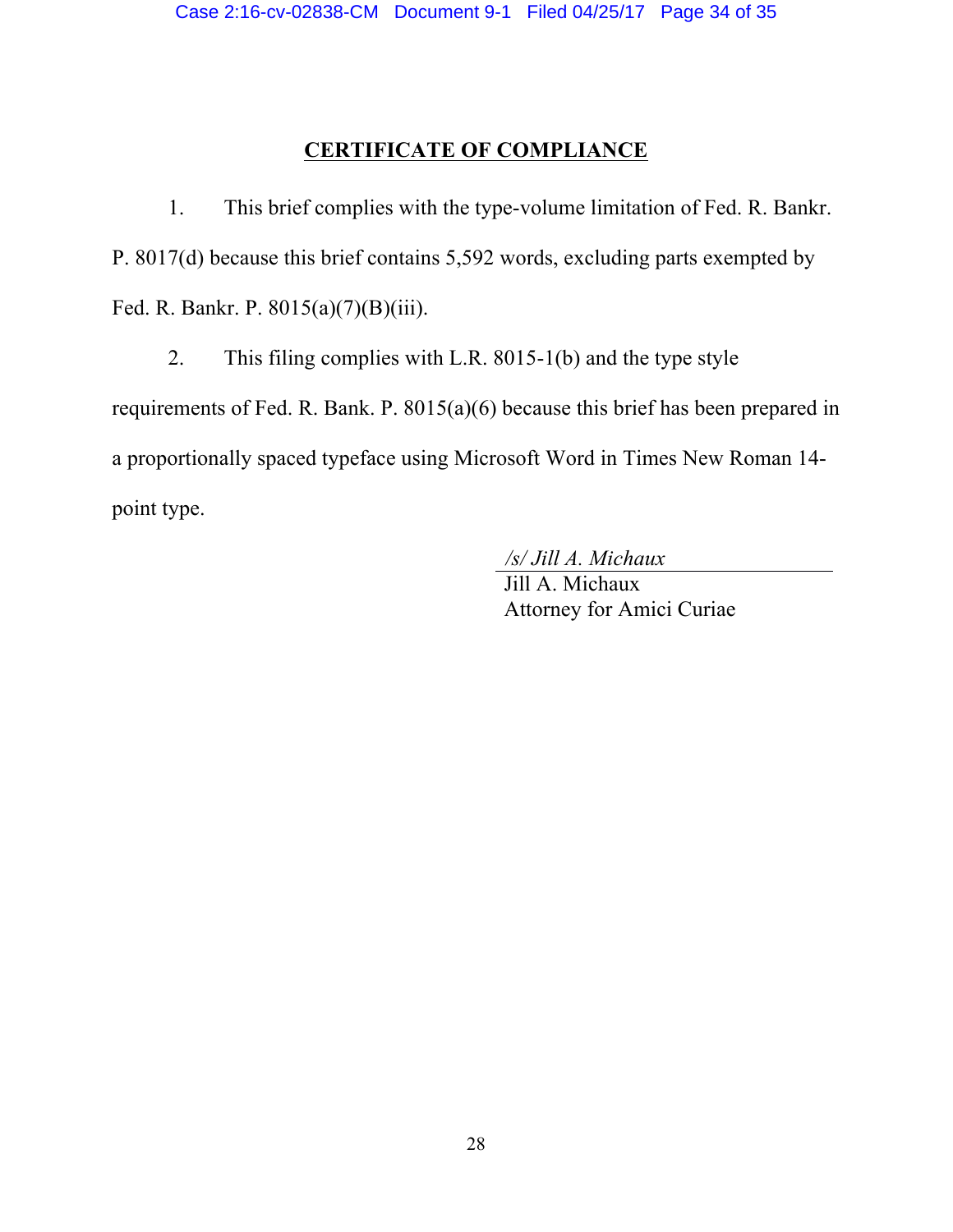## CERTIFICATE OF COMPLIANCE

1. This brief complies with the type-volume limitation of Fed. R. Bankr. P. 8017(d) because this brief contains 5,592 words, excluding parts exempted by Fed. R. Bankr. P. 8015(a)(7)(B)(iii).

2. This filing complies with L.R. 8015-1(b) and the type style requirements of Fed. R. Bank. P. 8015(a)(6) because this brief has been prepared in a proportionally spaced typeface using Microsoft Word in Times New Roman 14-point type.

*/s/ Jill A. Michaux*
Jill A. Michaux
Attorney for Amici Curiae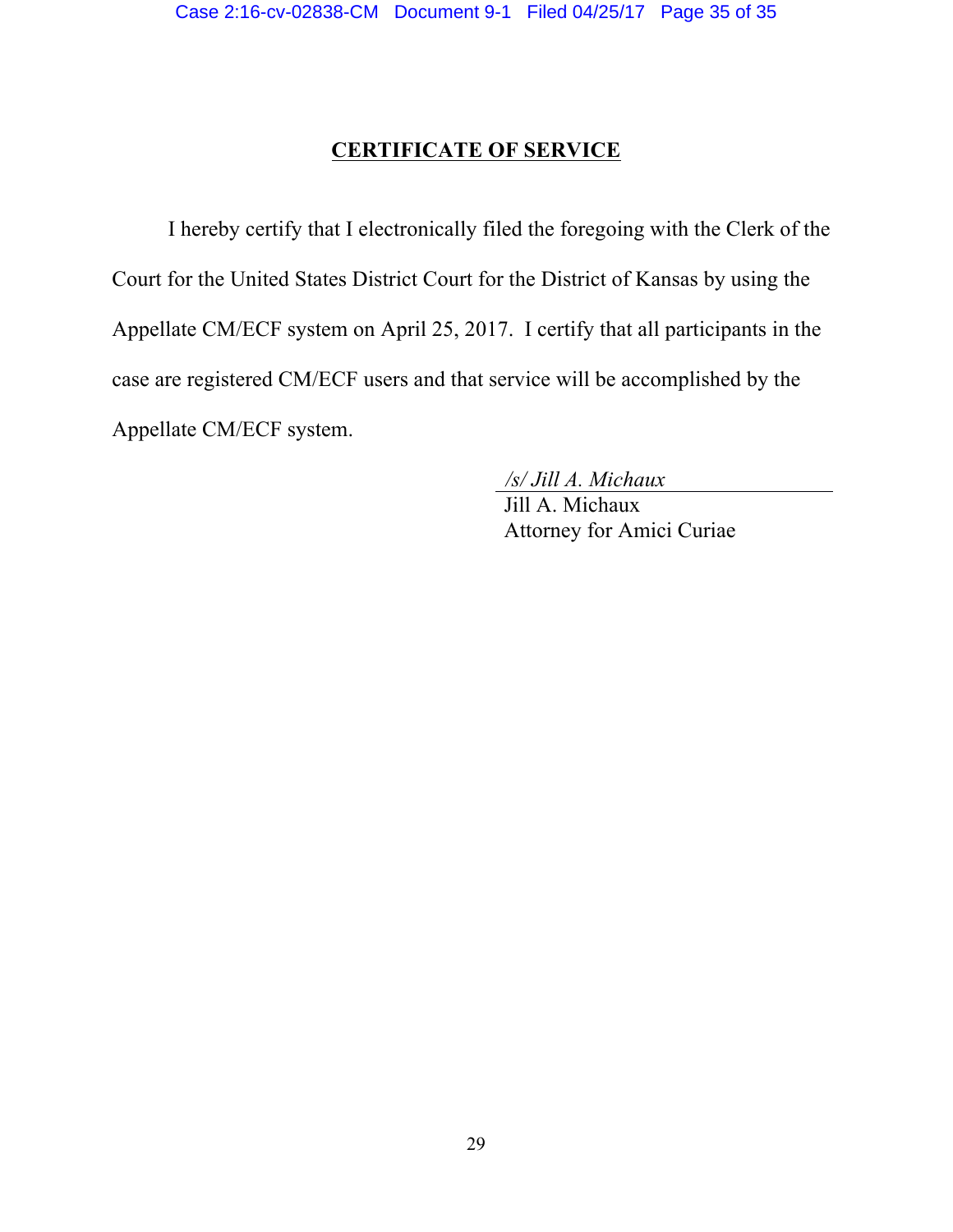## CERTIFICATE OF SERVICE

I hereby certify that I electronically filed the foregoing with the Clerk of the Court for the United States District Court for the District of Kansas by using the Appellate CM/ECF system on April 25, 2017. I certify that all participants in the case are registered CM/ECF users and that service will be accomplished by the Appellate CM/ECF system.

*/s/ Jill A. Michaux*
Jill A. Michaux
Attorney for Amici Curiae